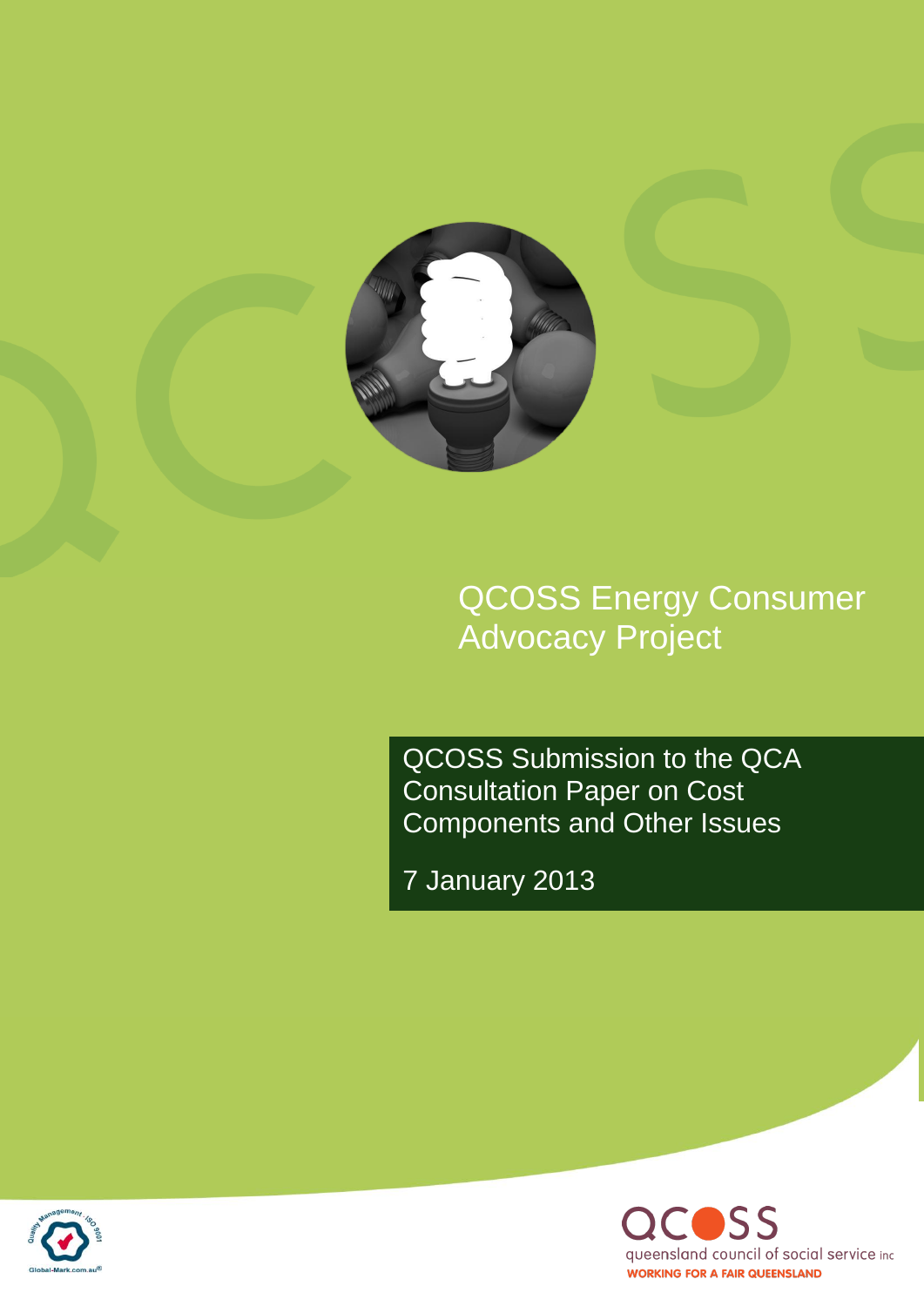# QCOSS Energy Consumer Advocacy Project

## QCOSS Submission to the QCA Consultation Paper on Cost Components and Other Issues

7 January 2013

QCOSS

queensland council of social service inc

WORKING FOR A FAIR QUEENSLAND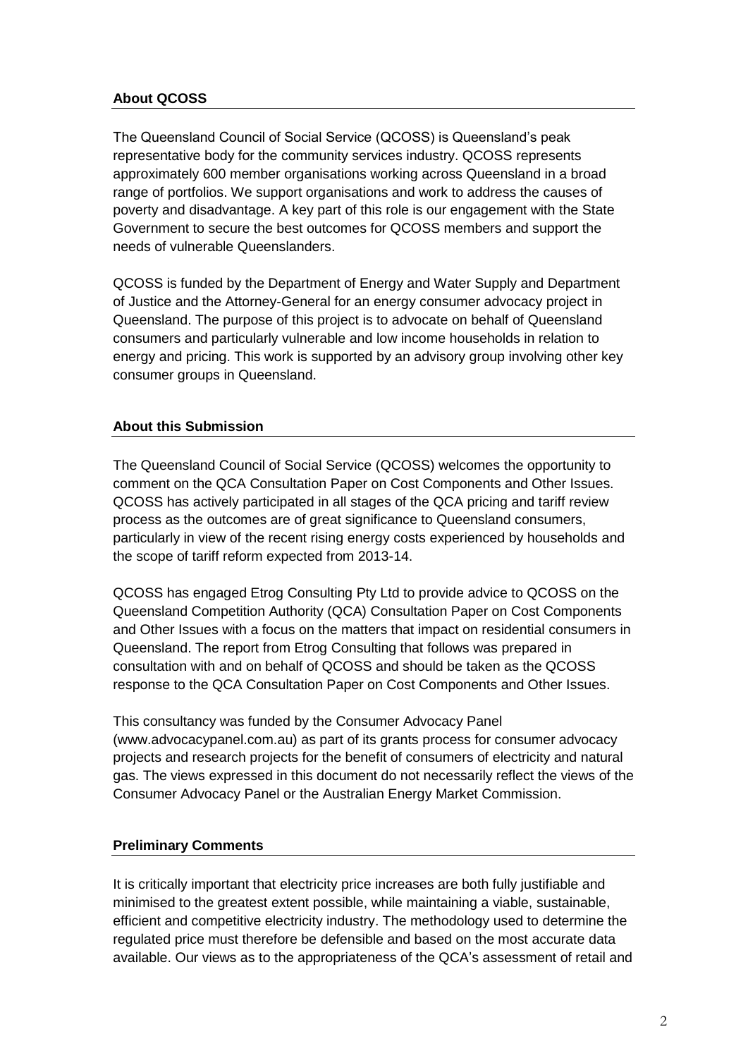## About QCOSS

The Queensland Council of Social Service (QCOSS) is Queensland's peak representative body for the community services industry. QCOSS represents approximately 600 member organisations working across Queensland in a broad range of portfolios. We support organisations and work to address the causes of poverty and disadvantage. A key part of this role is our engagement with the State Government to secure the best outcomes for QCOSS members and support the needs of vulnerable Queenslanders.

QCOSS is funded by the Department of Energy and Water Supply and Department of Justice and the Attorney-General for an energy consumer advocacy project in Queensland. The purpose of this project is to advocate on behalf of Queensland consumers and particularly vulnerable and low income households in relation to energy and pricing. This work is supported by an advisory group involving other key consumer groups in Queensland.

## About this Submission

The Queensland Council of Social Service (QCOSS) welcomes the opportunity to comment on the QCA Consultation Paper on Cost Components and Other Issues. QCOSS has actively participated in all stages of the QCA pricing and tariff review process as the outcomes are of great significance to Queensland consumers, particularly in view of the recent rising energy costs experienced by households and the scope of tariff reform expected from 2013-14.

QCOSS has engaged Etrog Consulting Pty Ltd to provide advice to QCOSS on the Queensland Competition Authority (QCA) Consultation Paper on Cost Components and Other Issues with a focus on the matters that impact on residential consumers in Queensland. The report from Etrog Consulting that follows was prepared in consultation with and on behalf of QCOSS and should be taken as the QCOSS response to the QCA Consultation Paper on Cost Components and Other Issues.

This consultancy was funded by the Consumer Advocacy Panel (www.advocacypanel.com.au) as part of its grants process for consumer advocacy projects and research projects for the benefit of consumers of electricity and natural gas. The views expressed in this document do not necessarily reflect the views of the Consumer Advocacy Panel or the Australian Energy Market Commission.

## Preliminary Comments

It is critically important that electricity price increases are both fully justifiable and minimised to the greatest extent possible, while maintaining a viable, sustainable, efficient and competitive electricity industry. The methodology used to determine the regulated price must therefore be defensible and based on the most accurate data available. Our views as to the appropriateness of the QCA's assessment of retail and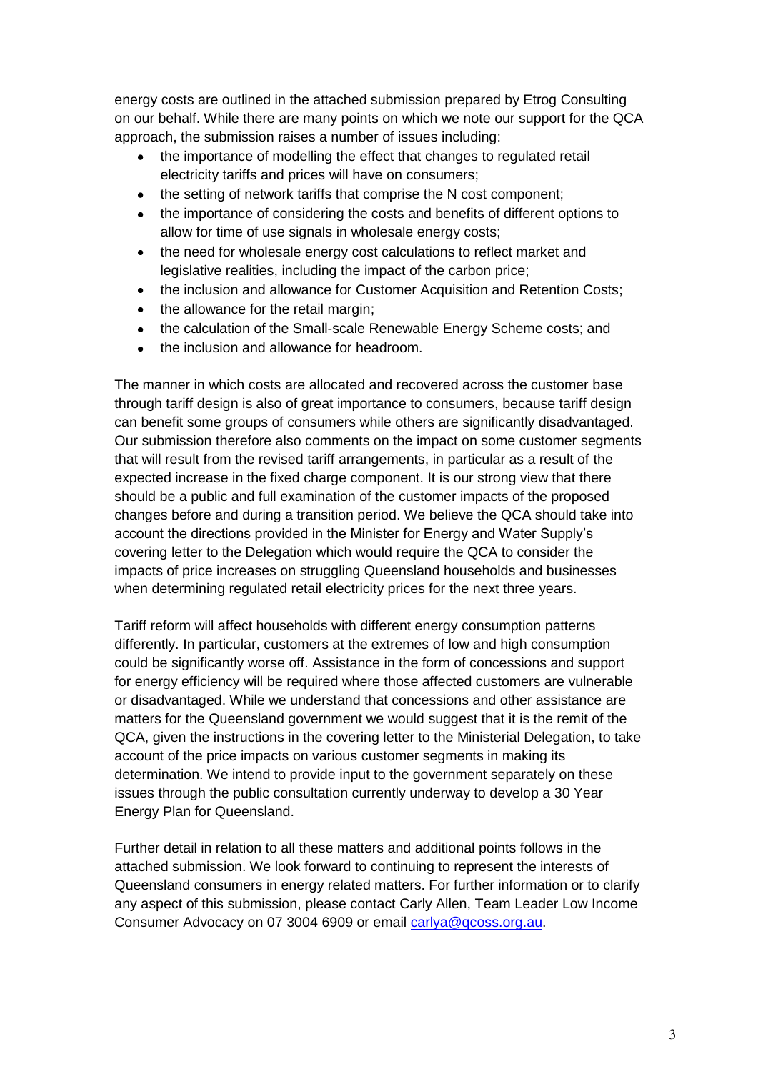energy costs are outlined in the attached submission prepared by Etrog Consulting on our behalf. While there are many points on which we note our support for the QCA approach, the submission raises a number of issues including:

- the importance of modelling the effect that changes to regulated retail electricity tariffs and prices will have on consumers;
- the setting of network tariffs that comprise the N cost component;
- the importance of considering the costs and benefits of different options to allow for time of use signals in wholesale energy costs;
- the need for wholesale energy cost calculations to reflect market and legislative realities, including the impact of the carbon price;
- the inclusion and allowance for Customer Acquisition and Retention Costs;
- the allowance for the retail margin;
- the calculation of the Small-scale Renewable Energy Scheme costs; and
- the inclusion and allowance for headroom.

The manner in which costs are allocated and recovered across the customer base through tariff design is also of great importance to consumers, because tariff design can benefit some groups of consumers while others are significantly disadvantaged. Our submission therefore also comments on the impact on some customer segments that will result from the revised tariff arrangements, in particular as a result of the expected increase in the fixed charge component. It is our strong view that there should be a public and full examination of the customer impacts of the proposed changes before and during a transition period. We believe the QCA should take into account the directions provided in the Minister for Energy and Water Supply's covering letter to the Delegation which would require the QCA to consider the impacts of price increases on struggling Queensland households and businesses when determining regulated retail electricity prices for the next three years.

Tariff reform will affect households with different energy consumption patterns differently. In particular, customers at the extremes of low and high consumption could be significantly worse off. Assistance in the form of concessions and support for energy efficiency will be required where those affected customers are vulnerable or disadvantaged. While we understand that concessions and other assistance are matters for the Queensland government we would suggest that it is the remit of the QCA, given the instructions in the covering letter to the Ministerial Delegation, to take account of the price impacts on various customer segments in making its determination. We intend to provide input to the government separately on these issues through the public consultation currently underway to develop a 30 Year Energy Plan for Queensland.

Further detail in relation to all these matters and additional points follows in the attached submission. We look forward to continuing to represent the interests of Queensland consumers in energy related matters. For further information or to clarify any aspect of this submission, please contact Carly Allen, Team Leader Low Income Consumer Advocacy on 07 3004 6909 or email carlya@qcoss.org.au.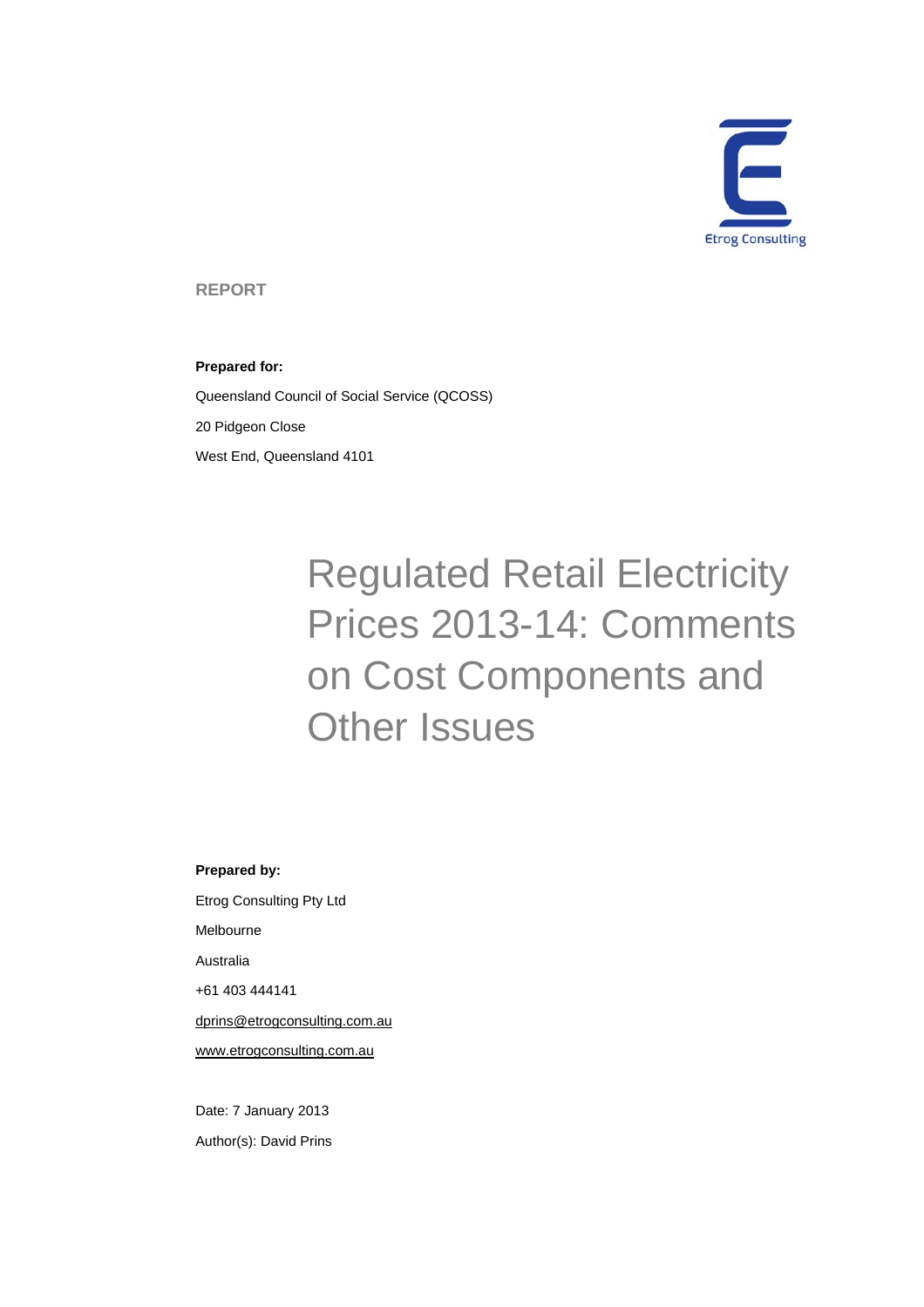Etrog Consulting

REPORT

**Prepared for:**

Queensland Council of Social Service (QCOSS)

20 Pidgeon Close

West End, Queensland 4101

# Regulated Retail Electricity Prices 2013-14: Comments on Cost Components and Other Issues

**Prepared by:**

Etrog Consulting Pty Ltd

Melbourne

Australia

+61 403 444141

dprins@etrogconsulting.com.au

www.etrogconsulting.com.au

Date: 7 January 2013

Author(s): David Prins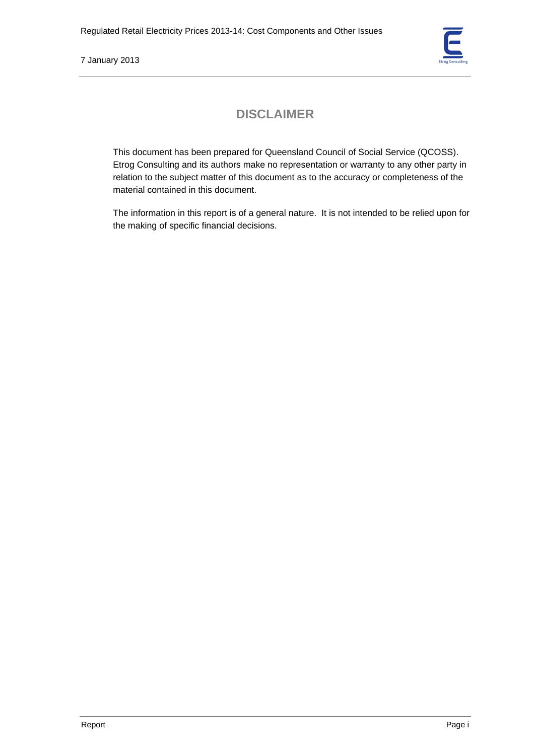# DISCLAIMER

This document has been prepared for Queensland Council of Social Service (QCOSS). Etrog Consulting and its authors make no representation or warranty to any other party in relation to the subject matter of this document as to the accuracy or completeness of the material contained in this document.

The information in this report is of a general nature. It is not intended to be relied upon for the making of specific financial decisions.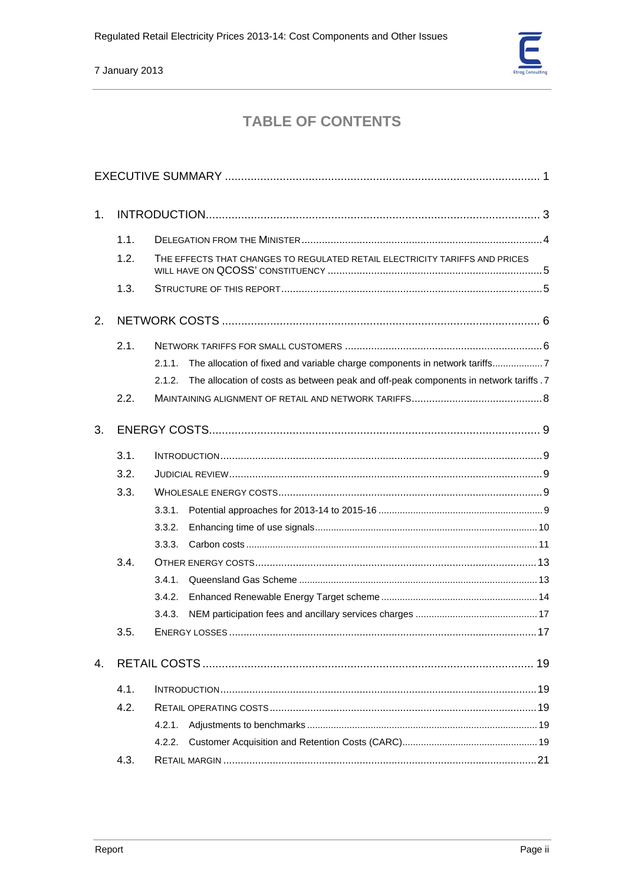# TABLE OF CONTENTS

EXECUTIVE SUMMARY ........................................................................................ 1

1. INTRODUCTION........................................................................................ 3
   - 1.1. DELEGATION FROM THE MINISTER ........................................................................ 4
   - 1.2. THE EFFECTS THAT CHANGES TO REGULATED RETAIL ELECTRICITY TARIFFS AND PRICES WILL HAVE ON QCOSS' CONSTITUENCY ........................................................................ 5
   - 1.3. STRUCTURE OF THIS REPORT ........................................................................ 5

2. NETWORK COSTS ........................................................................................ 6
   - 2.1. NETWORK TARIFFS FOR SMALL CUSTOMERS ........................................................................ 6
     - 2.1.1. The allocation of fixed and variable charge components in network tariffs.................. 7
     - 2.1.2. The allocation of costs as between peak and off-peak components in network tariffs . 7
   - 2.2. MAINTAINING ALIGNMENT OF RETAIL AND NETWORK TARIFFS........................................... 8

3. ENERGY COSTS........................................................................................ 9
   - 3.1. INTRODUCTION ........................................................................ 9
   - 3.2. JUDICIAL REVIEW ........................................................................ 9
   - 3.3. WHOLESALE ENERGY COSTS ........................................................................ 9
     - 3.3.1. Potential approaches for 2013-14 to 2015-16 ........................................................ 9
     - 3.3.2. Enhancing time of use signals........................................................................ 10
     - 3.3.3. Carbon costs ........................................................................ 11
   - 3.4. OTHER ENERGY COSTS........................................................................ 13
     - 3.4.1. Queensland Gas Scheme ........................................................................ 13
     - 3.4.2. Enhanced Renewable Energy Target scheme ........................................................ 14
     - 3.4.3. NEM participation fees and ancillary services charges ........................................ 17
   - 3.5. ENERGY LOSSES ........................................................................ 17

4. RETAIL COSTS ........................................................................................ 19
   - 4.1. INTRODUCTION ........................................................................ 19
   - 4.2. RETAIL OPERATING COSTS ........................................................................ 19
     - 4.2.1. Adjustments to benchmarks ........................................................................ 19
     - 4.2.2. Customer Acquisition and Retention Costs (CARC)............................................... 19
   - 4.3. RETAIL MARGIN ........................................................................ 21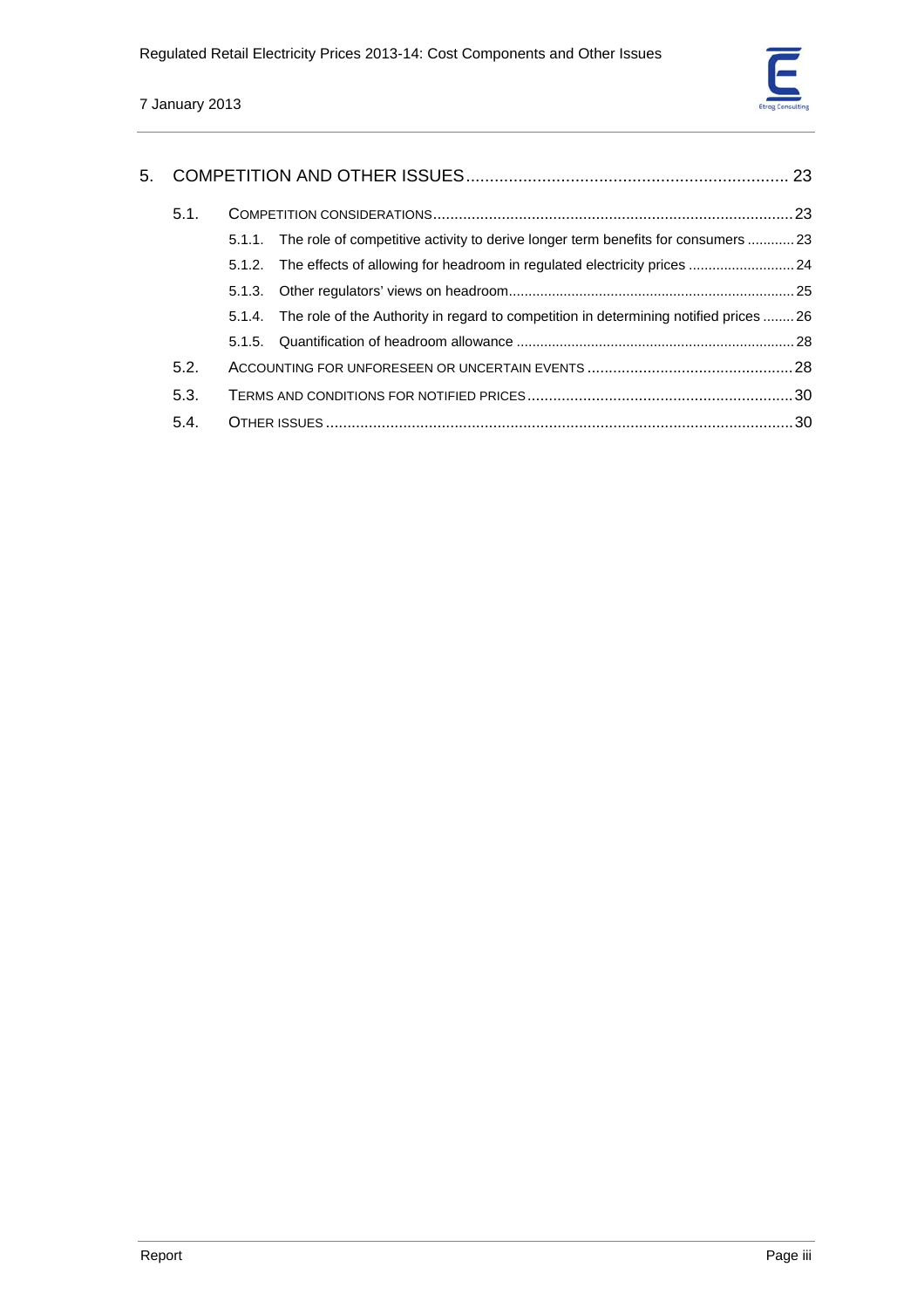5. COMPETITION AND OTHER ISSUES .................................................................... 23

  5.1. COMPETITION CONSIDERATIONS .................................................................................. 23

    5.1.1. The role of competitive activity to derive longer term benefits for consumers ............ 23

    5.1.2. The effects of allowing for headroom in regulated electricity prices ........................... 24

    5.1.3. Other regulators' views on headroom ........................................................................ 25

    5.1.4. The role of the Authority in regard to competition in determining notified prices ........ 26

    5.1.5. Quantification of headroom allowance ...................................................................... 28

  5.2. ACCOUNTING FOR UNFORESEEN OR UNCERTAIN EVENTS ................................................ 28

  5.3. TERMS AND CONDITIONS FOR NOTIFIED PRICES .............................................................. 30

  5.4. OTHER ISSUES ............................................................................................................. 30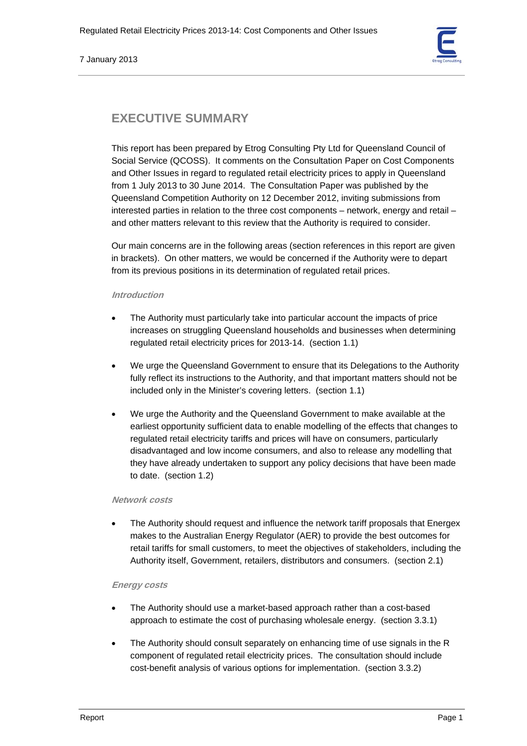## EXECUTIVE SUMMARY

This report has been prepared by Etrog Consulting Pty Ltd for Queensland Council of Social Service (QCOSS). It comments on the Consultation Paper on Cost Components and Other Issues in regard to regulated retail electricity prices to apply in Queensland from 1 July 2013 to 30 June 2014. The Consultation Paper was published by the Queensland Competition Authority on 12 December 2012, inviting submissions from interested parties in relation to the three cost components – network, energy and retail – and other matters relevant to this review that the Authority is required to consider.

Our main concerns are in the following areas (section references in this report are given in brackets). On other matters, we would be concerned if the Authority were to depart from its previous positions in its determination of regulated retail prices.

### *Introduction*

- The Authority must particularly take into particular account the impacts of price increases on struggling Queensland households and businesses when determining regulated retail electricity prices for 2013-14. (section 1.1)
- We urge the Queensland Government to ensure that its Delegations to the Authority fully reflect its instructions to the Authority, and that important matters should not be included only in the Minister's covering letters. (section 1.1)
- We urge the Authority and the Queensland Government to make available at the earliest opportunity sufficient data to enable modelling of the effects that changes to regulated retail electricity tariffs and prices will have on consumers, particularly disadvantaged and low income consumers, and also to release any modelling that they have already undertaken to support any policy decisions that have been made to date. (section 1.2)

### *Network costs*

- The Authority should request and influence the network tariff proposals that Energex makes to the Australian Energy Regulator (AER) to provide the best outcomes for retail tariffs for small customers, to meet the objectives of stakeholders, including the Authority itself, Government, retailers, distributors and consumers. (section 2.1)

### *Energy costs*

- The Authority should use a market-based approach rather than a cost-based approach to estimate the cost of purchasing wholesale energy. (section 3.3.1)
- The Authority should consult separately on enhancing time of use signals in the R component of regulated retail electricity prices. The consultation should include cost-benefit analysis of various options for implementation. (section 3.3.2)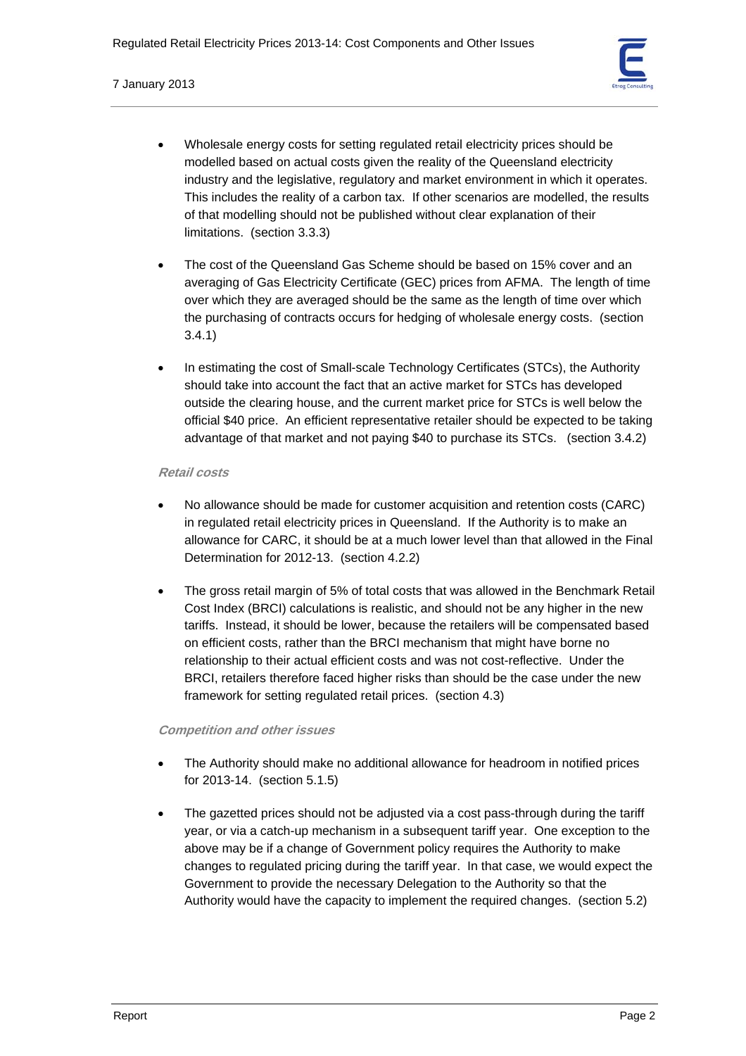- Wholesale energy costs for setting regulated retail electricity prices should be modelled based on actual costs given the reality of the Queensland electricity industry and the legislative, regulatory and market environment in which it operates. This includes the reality of a carbon tax. If other scenarios are modelled, the results of that modelling should not be published without clear explanation of their limitations. (section 3.3.3)

- The cost of the Queensland Gas Scheme should be based on 15% cover and an averaging of Gas Electricity Certificate (GEC) prices from AFMA. The length of time over which they are averaged should be the same as the length of time over which the purchasing of contracts occurs for hedging of wholesale energy costs. (section 3.4.1)

- In estimating the cost of Small-scale Technology Certificates (STCs), the Authority should take into account the fact that an active market for STCs has developed outside the clearing house, and the current market price for STCs is well below the official $40 price. An efficient representative retailer should be expected to be taking advantage of that market and not paying $40 to purchase its STCs. (section 3.4.2)

***Retail costs***

- No allowance should be made for customer acquisition and retention costs (CARC) in regulated retail electricity prices in Queensland. If the Authority is to make an allowance for CARC, it should be at a much lower level than that allowed in the Final Determination for 2012-13. (section 4.2.2)

- The gross retail margin of 5% of total costs that was allowed in the Benchmark Retail Cost Index (BRCI) calculations is realistic, and should not be any higher in the new tariffs. Instead, it should be lower, because the retailers will be compensated based on efficient costs, rather than the BRCI mechanism that might have borne no relationship to their actual efficient costs and was not cost-reflective. Under the BRCI, retailers therefore faced higher risks than should be the case under the new framework for setting regulated retail prices. (section 4.3)

***Competition and other issues***

- The Authority should make no additional allowance for headroom in notified prices for 2013-14. (section 5.1.5)

- The gazetted prices should not be adjusted via a cost pass-through during the tariff year, or via a catch-up mechanism in a subsequent tariff year. One exception to the above may be if a change of Government policy requires the Authority to make changes to regulated pricing during the tariff year. In that case, we would expect the Government to provide the necessary Delegation to the Authority so that the Authority would have the capacity to implement the required changes. (section 5.2)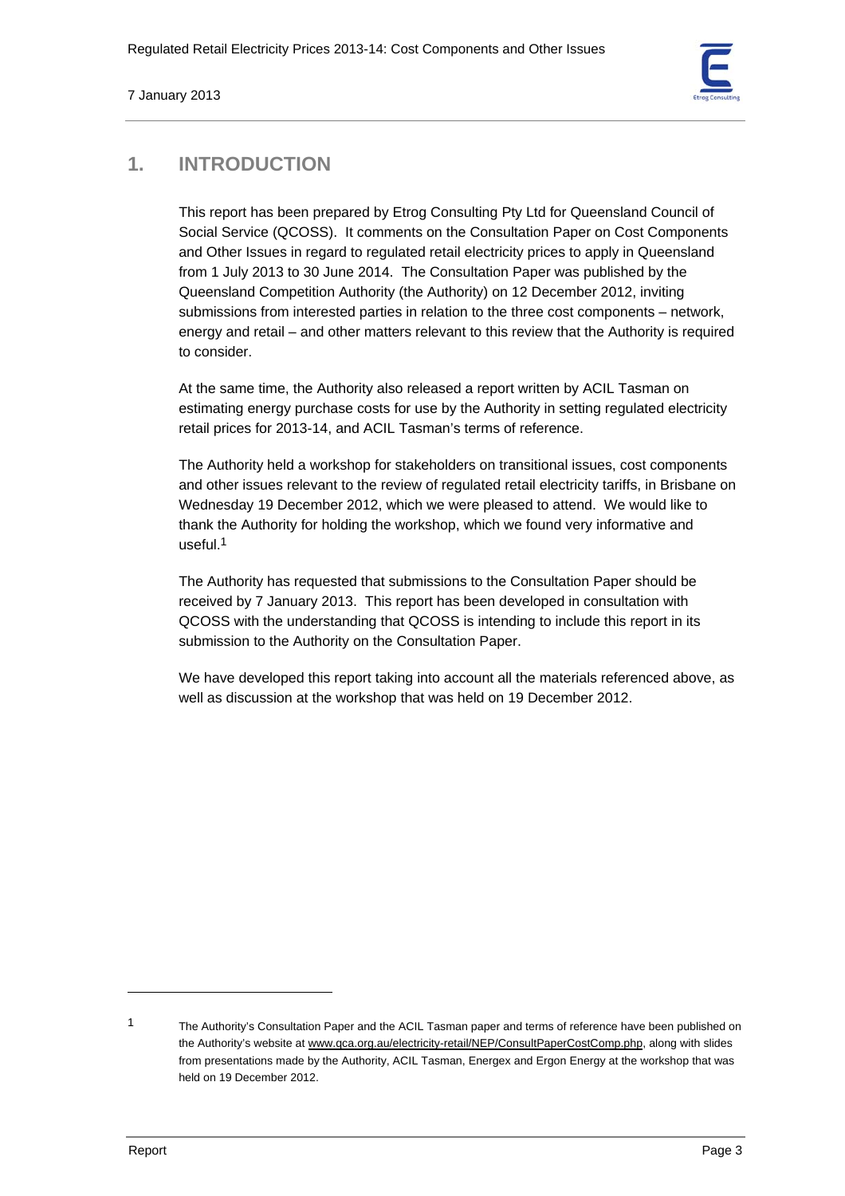# 1. INTRODUCTION

This report has been prepared by Etrog Consulting Pty Ltd for Queensland Council of Social Service (QCOSS). It comments on the Consultation Paper on Cost Components and Other Issues in regard to regulated retail electricity prices to apply in Queensland from 1 July 2013 to 30 June 2014. The Consultation Paper was published by the Queensland Competition Authority (the Authority) on 12 December 2012, inviting submissions from interested parties in relation to the three cost components – network, energy and retail – and other matters relevant to this review that the Authority is required to consider.

At the same time, the Authority also released a report written by ACIL Tasman on estimating energy purchase costs for use by the Authority in setting regulated electricity retail prices for 2013-14, and ACIL Tasman's terms of reference.

The Authority held a workshop for stakeholders on transitional issues, cost components and other issues relevant to the review of regulated retail electricity tariffs, in Brisbane on Wednesday 19 December 2012, which we were pleased to attend. We would like to thank the Authority for holding the workshop, which we found very informative and useful.[1]

The Authority has requested that submissions to the Consultation Paper should be received by 7 January 2013. This report has been developed in consultation with QCOSS with the understanding that QCOSS is intending to include this report in its submission to the Authority on the Consultation Paper.

We have developed this report taking into account all the materials referenced above, as well as discussion at the workshop that was held on 19 December 2012.

---

[1] The Authority's Consultation Paper and the ACIL Tasman paper and terms of reference have been published on the Authority's website at www.qca.org.au/electricity-retail/NEP/ConsultPaperCostComp.php, along with slides from presentations made by the Authority, ACIL Tasman, Energex and Ergon Energy at the workshop that was held on 19 December 2012.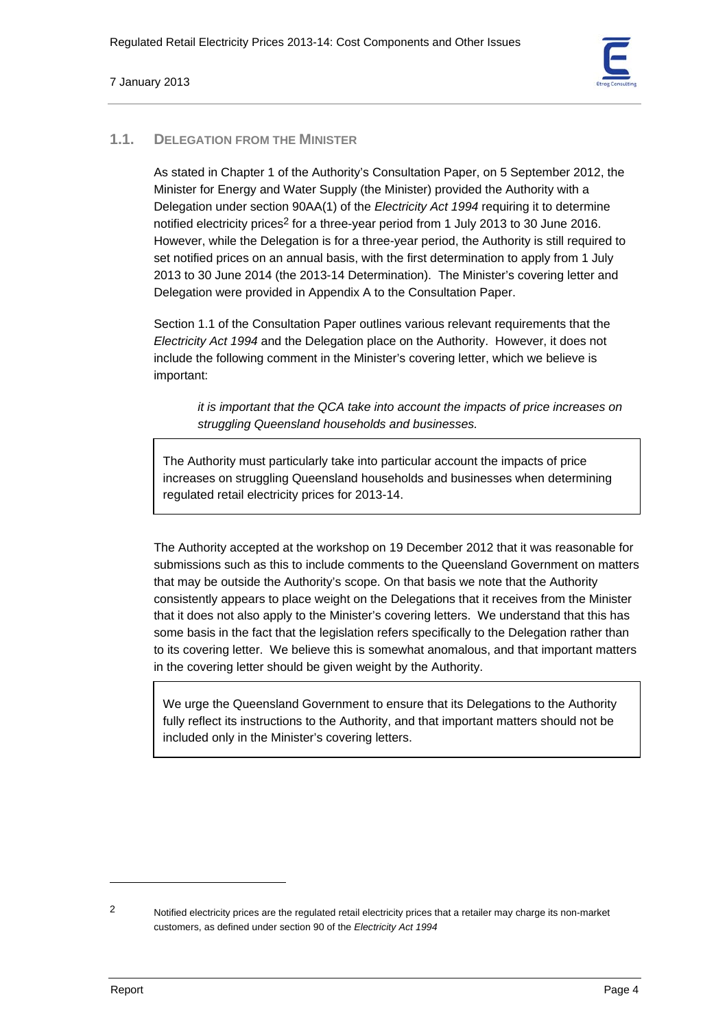## 1.1. DELEGATION FROM THE MINISTER

As stated in Chapter 1 of the Authority's Consultation Paper, on 5 September 2012, the Minister for Energy and Water Supply (the Minister) provided the Authority with a Delegation under section 90AA(1) of the *Electricity Act 1994* requiring it to determine notified electricity prices[2] for a three-year period from 1 July 2013 to 30 June 2016. However, while the Delegation is for a three-year period, the Authority is still required to set notified prices on an annual basis, with the first determination to apply from 1 July 2013 to 30 June 2014 (the 2013-14 Determination). The Minister's covering letter and Delegation were provided in Appendix A to the Consultation Paper.

Section 1.1 of the Consultation Paper outlines various relevant requirements that the *Electricity Act 1994* and the Delegation place on the Authority. However, it does not include the following comment in the Minister's covering letter, which we believe is important:

> *it is important that the QCA take into account the impacts of price increases on struggling Queensland households and businesses.*

> The Authority must particularly take into particular account the impacts of price increases on struggling Queensland households and businesses when determining regulated retail electricity prices for 2013-14.

The Authority accepted at the workshop on 19 December 2012 that it was reasonable for submissions such as this to include comments to the Queensland Government on matters that may be outside the Authority's scope. On that basis we note that the Authority consistently appears to place weight on the Delegations that it receives from the Minister that it does not also apply to the Minister's covering letters. We understand that this has some basis in the fact that the legislation refers specifically to the Delegation rather than to its covering letter. We believe this is somewhat anomalous, and that important matters in the covering letter should be given weight by the Authority.

> We urge the Queensland Government to ensure that its Delegations to the Authority fully reflect its instructions to the Authority, and that important matters should not be included only in the Minister's covering letters.

---

[2] Notified electricity prices are the regulated retail electricity prices that a retailer may charge its non-market customers, as defined under section 90 of the *Electricity Act 1994*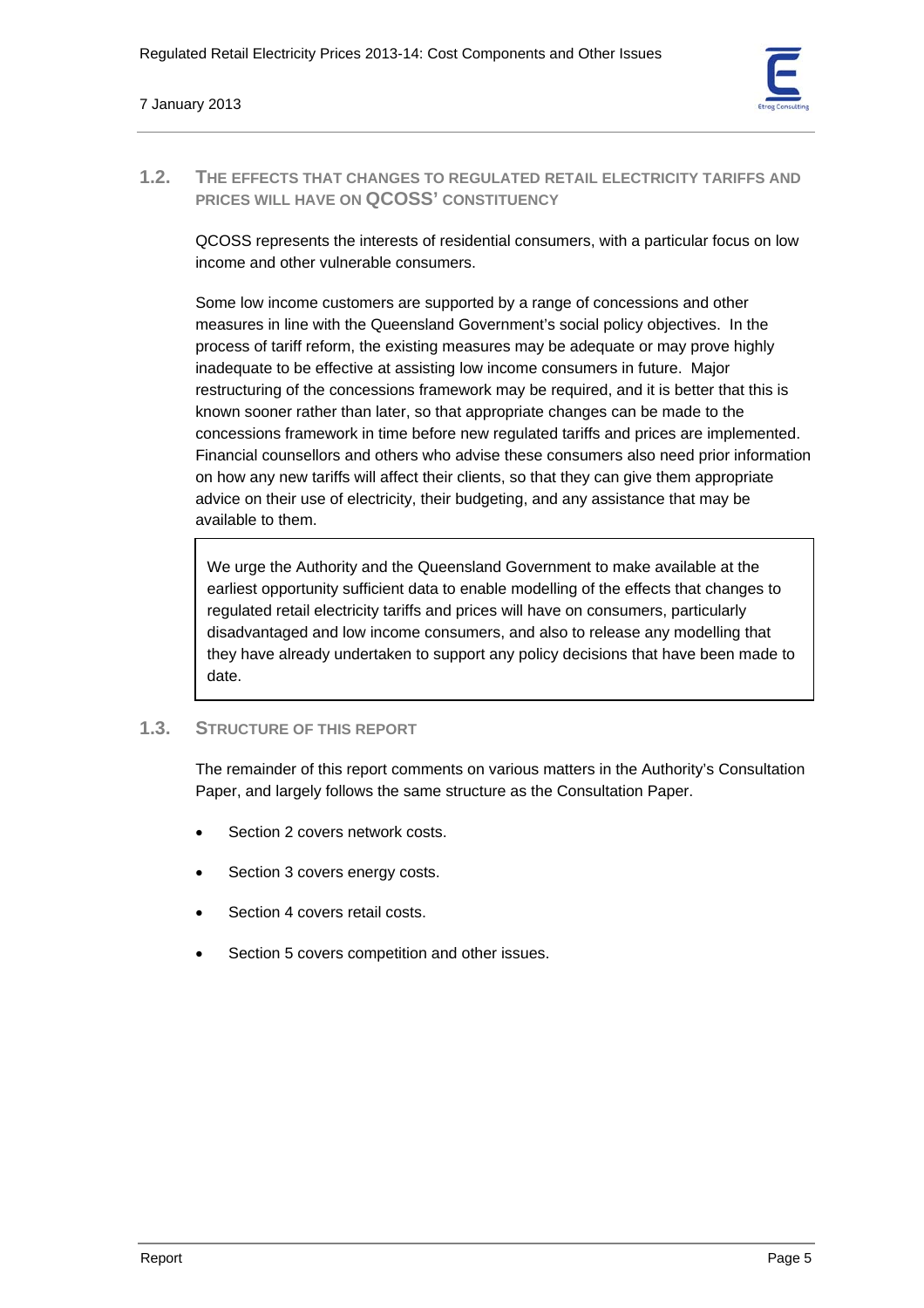## 1.2. THE EFFECTS THAT CHANGES TO REGULATED RETAIL ELECTRICITY TARIFFS AND PRICES WILL HAVE ON QCOSS' CONSTITUENCY

QCOSS represents the interests of residential consumers, with a particular focus on low income and other vulnerable consumers.

Some low income customers are supported by a range of concessions and other measures in line with the Queensland Government's social policy objectives. In the process of tariff reform, the existing measures may be adequate or may prove highly inadequate to be effective at assisting low income consumers in future. Major restructuring of the concessions framework may be required, and it is better that this is known sooner rather than later, so that appropriate changes can be made to the concessions framework in time before new regulated tariffs and prices are implemented. Financial counsellors and others who advise these consumers also need prior information on how any new tariffs will affect their clients, so that they can give them appropriate advice on their use of electricity, their budgeting, and any assistance that may be available to them.

> We urge the Authority and the Queensland Government to make available at the earliest opportunity sufficient data to enable modelling of the effects that changes to regulated retail electricity tariffs and prices will have on consumers, particularly disadvantaged and low income consumers, and also to release any modelling that they have already undertaken to support any policy decisions that have been made to date.

## 1.3. STRUCTURE OF THIS REPORT

The remainder of this report comments on various matters in the Authority's Consultation Paper, and largely follows the same structure as the Consultation Paper.

- Section 2 covers network costs.
- Section 3 covers energy costs.
- Section 4 covers retail costs.
- Section 5 covers competition and other issues.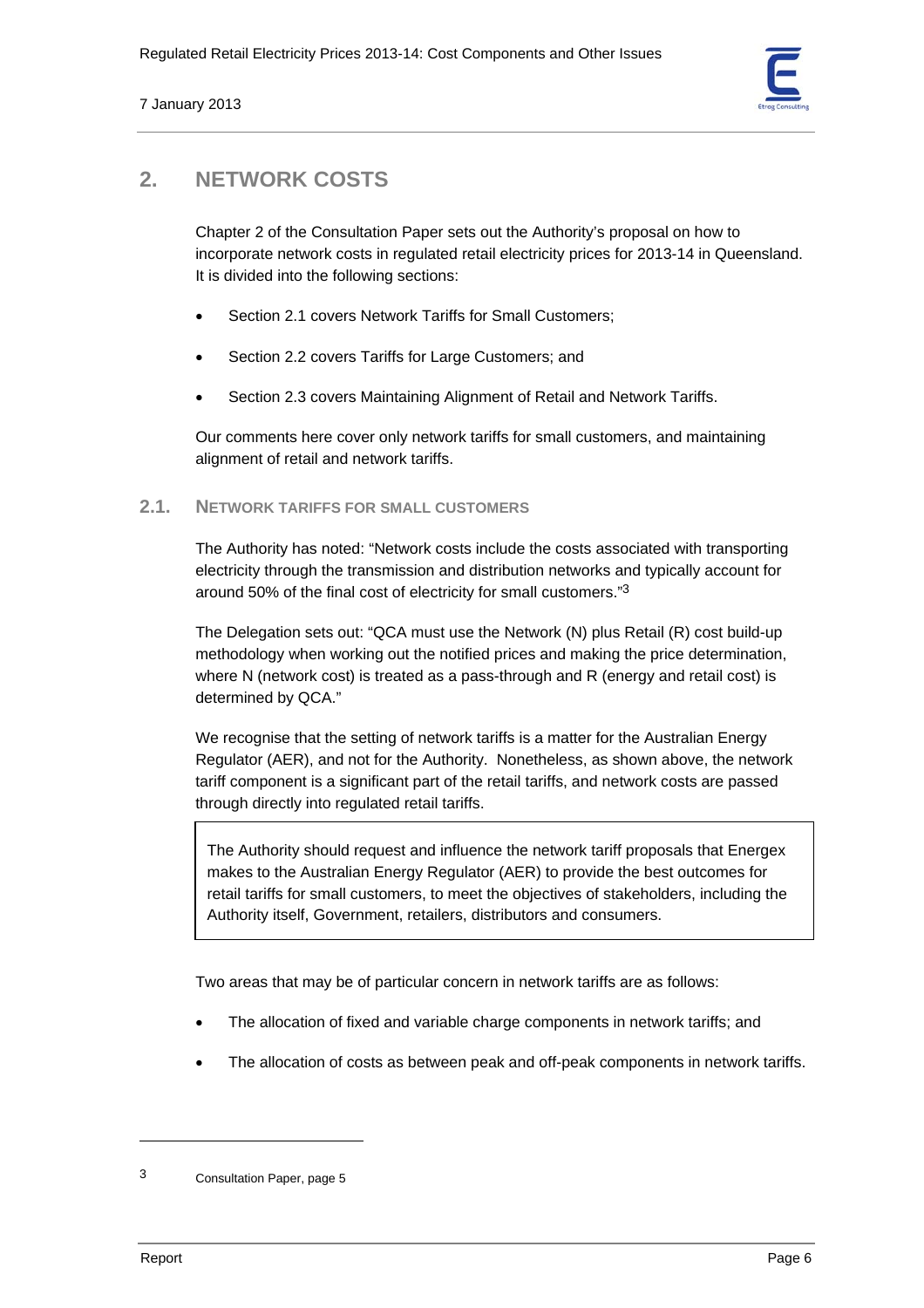## 2. NETWORK COSTS

Chapter 2 of the Consultation Paper sets out the Authority's proposal on how to incorporate network costs in regulated retail electricity prices for 2013-14 in Queensland. It is divided into the following sections:

- Section 2.1 covers Network Tariffs for Small Customers;
- Section 2.2 covers Tariffs for Large Customers; and
- Section 2.3 covers Maintaining Alignment of Retail and Network Tariffs.

Our comments here cover only network tariffs for small customers, and maintaining alignment of retail and network tariffs.

### 2.1. NETWORK TARIFFS FOR SMALL CUSTOMERS

The Authority has noted: "Network costs include the costs associated with transporting electricity through the transmission and distribution networks and typically account for around 50% of the final cost of electricity for small customers."[3]

The Delegation sets out: "QCA must use the Network (N) plus Retail (R) cost build-up methodology when working out the notified prices and making the price determination, where N (network cost) is treated as a pass-through and R (energy and retail cost) is determined by QCA."

We recognise that the setting of network tariffs is a matter for the Australian Energy Regulator (AER), and not for the Authority. Nonetheless, as shown above, the network tariff component is a significant part of the retail tariffs, and network costs are passed through directly into regulated retail tariffs.

> The Authority should request and influence the network tariff proposals that Energex makes to the Australian Energy Regulator (AER) to provide the best outcomes for retail tariffs for small customers, to meet the objectives of stakeholders, including the Authority itself, Government, retailers, distributors and consumers.

Two areas that may be of particular concern in network tariffs are as follows:

- The allocation of fixed and variable charge components in network tariffs; and
- The allocation of costs as between peak and off-peak components in network tariffs.

---

[3] Consultation Paper, page 5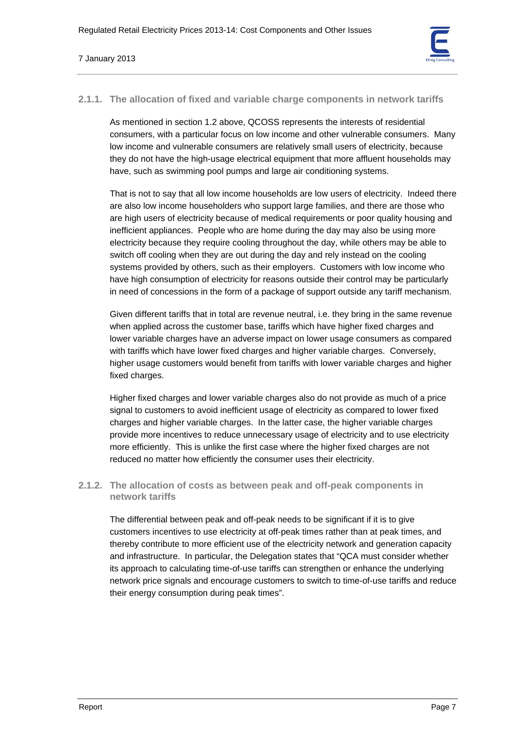### 2.1.1. The allocation of fixed and variable charge components in network tariffs

As mentioned in section 1.2 above, QCOSS represents the interests of residential consumers, with a particular focus on low income and other vulnerable consumers. Many low income and vulnerable consumers are relatively small users of electricity, because they do not have the high-usage electrical equipment that more affluent households may have, such as swimming pool pumps and large air conditioning systems.

That is not to say that all low income households are low users of electricity. Indeed there are also low income householders who support large families, and there are those who are high users of electricity because of medical requirements or poor quality housing and inefficient appliances. People who are home during the day may also be using more electricity because they require cooling throughout the day, while others may be able to switch off cooling when they are out during the day and rely instead on the cooling systems provided by others, such as their employers. Customers with low income who have high consumption of electricity for reasons outside their control may be particularly in need of concessions in the form of a package of support outside any tariff mechanism.

Given different tariffs that in total are revenue neutral, i.e. they bring in the same revenue when applied across the customer base, tariffs which have higher fixed charges and lower variable charges have an adverse impact on lower usage consumers as compared with tariffs which have lower fixed charges and higher variable charges. Conversely, higher usage customers would benefit from tariffs with lower variable charges and higher fixed charges.

Higher fixed charges and lower variable charges also do not provide as much of a price signal to customers to avoid inefficient usage of electricity as compared to lower fixed charges and higher variable charges. In the latter case, the higher variable charges provide more incentives to reduce unnecessary usage of electricity and to use electricity more efficiently. This is unlike the first case where the higher fixed charges are not reduced no matter how efficiently the consumer uses their electricity.

### 2.1.2. The allocation of costs as between peak and off-peak components in network tariffs

The differential between peak and off-peak needs to be significant if it is to give customers incentives to use electricity at off-peak times rather than at peak times, and thereby contribute to more efficient use of the electricity network and generation capacity and infrastructure. In particular, the Delegation states that "QCA must consider whether its approach to calculating time-of-use tariffs can strengthen or enhance the underlying network price signals and encourage customers to switch to time-of-use tariffs and reduce their energy consumption during peak times".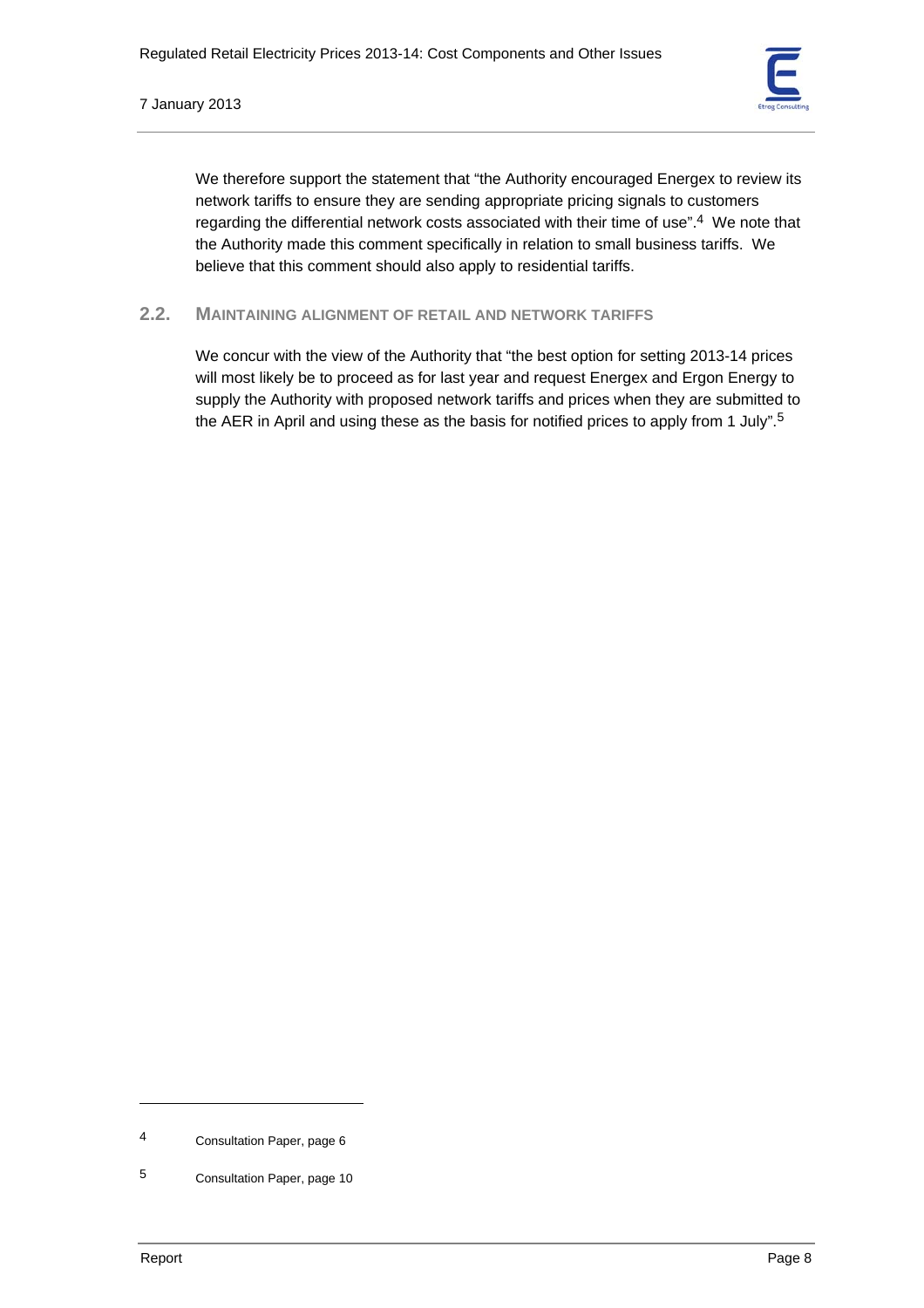We therefore support the statement that “the Authority encouraged Energex to review its network tariffs to ensure they are sending appropriate pricing signals to customers regarding the differential network costs associated with their time of use”.[4] We note that the Authority made this comment specifically in relation to small business tariffs. We believe that this comment should also apply to residential tariffs.

## 2.2. MAINTAINING ALIGNMENT OF RETAIL AND NETWORK TARIFFS

We concur with the view of the Authority that “the best option for setting 2013-14 prices will most likely be to proceed as for last year and request Energex and Ergon Energy to supply the Authority with proposed network tariffs and prices when they are submitted to the AER in April and using these as the basis for notified prices to apply from 1 July”.[5]

---

[4] Consultation Paper, page 6

[5] Consultation Paper, page 10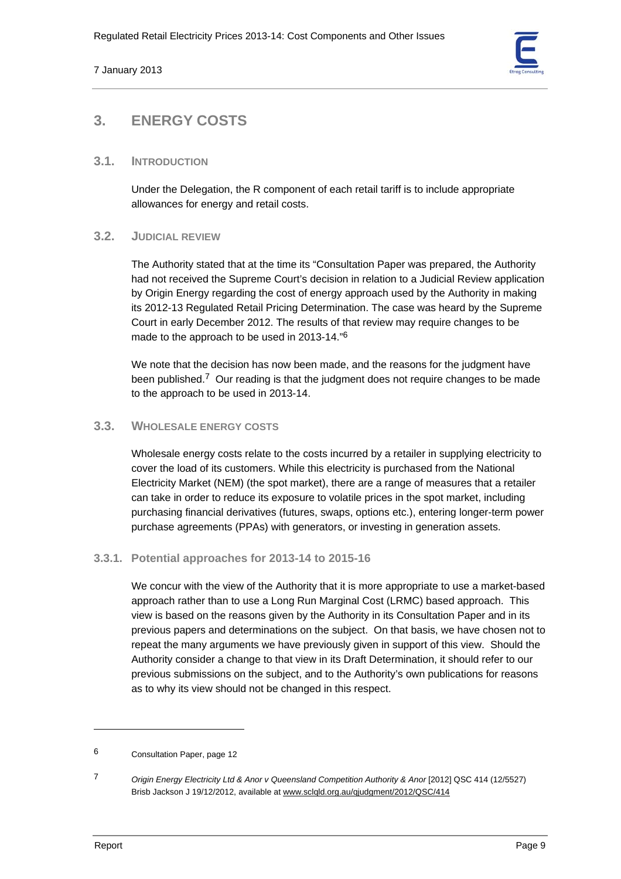# 3. ENERGY COSTS

## 3.1. INTRODUCTION

Under the Delegation, the R component of each retail tariff is to include appropriate allowances for energy and retail costs.

## 3.2. JUDICIAL REVIEW

The Authority stated that at the time its "Consultation Paper was prepared, the Authority had not received the Supreme Court's decision in relation to a Judicial Review application by Origin Energy regarding the cost of energy approach used by the Authority in making its 2012-13 Regulated Retail Pricing Determination. The case was heard by the Supreme Court in early December 2012. The results of that review may require changes to be made to the approach to be used in 2013-14."[6]

We note that the decision has now been made, and the reasons for the judgment have been published.[7] Our reading is that the judgment does not require changes to be made to the approach to be used in 2013-14.

## 3.3. WHOLESALE ENERGY COSTS

Wholesale energy costs relate to the costs incurred by a retailer in supplying electricity to cover the load of its customers. While this electricity is purchased from the National Electricity Market (NEM) (the spot market), there are a range of measures that a retailer can take in order to reduce its exposure to volatile prices in the spot market, including purchasing financial derivatives (futures, swaps, options etc.), entering longer-term power purchase agreements (PPAs) with generators, or investing in generation assets.

### 3.3.1. Potential approaches for 2013-14 to 2015-16

We concur with the view of the Authority that it is more appropriate to use a market-based approach rather than to use a Long Run Marginal Cost (LRMC) based approach. This view is based on the reasons given by the Authority in its Consultation Paper and in its previous papers and determinations on the subject. On that basis, we have chosen not to repeat the many arguments we have previously given in support of this view. Should the Authority consider a change to that view in its Draft Determination, it should refer to our previous submissions on the subject, and to the Authority's own publications for reasons as to why its view should not be changed in this respect.

---

[6] Consultation Paper, page 12

[7] *Origin Energy Electricity Ltd & Anor v Queensland Competition Authority & Anor* [2012] QSC 414 (12/5527) Brisb Jackson J 19/12/2012, available at www.sclqld.org.au/qjudgment/2012/QSC/414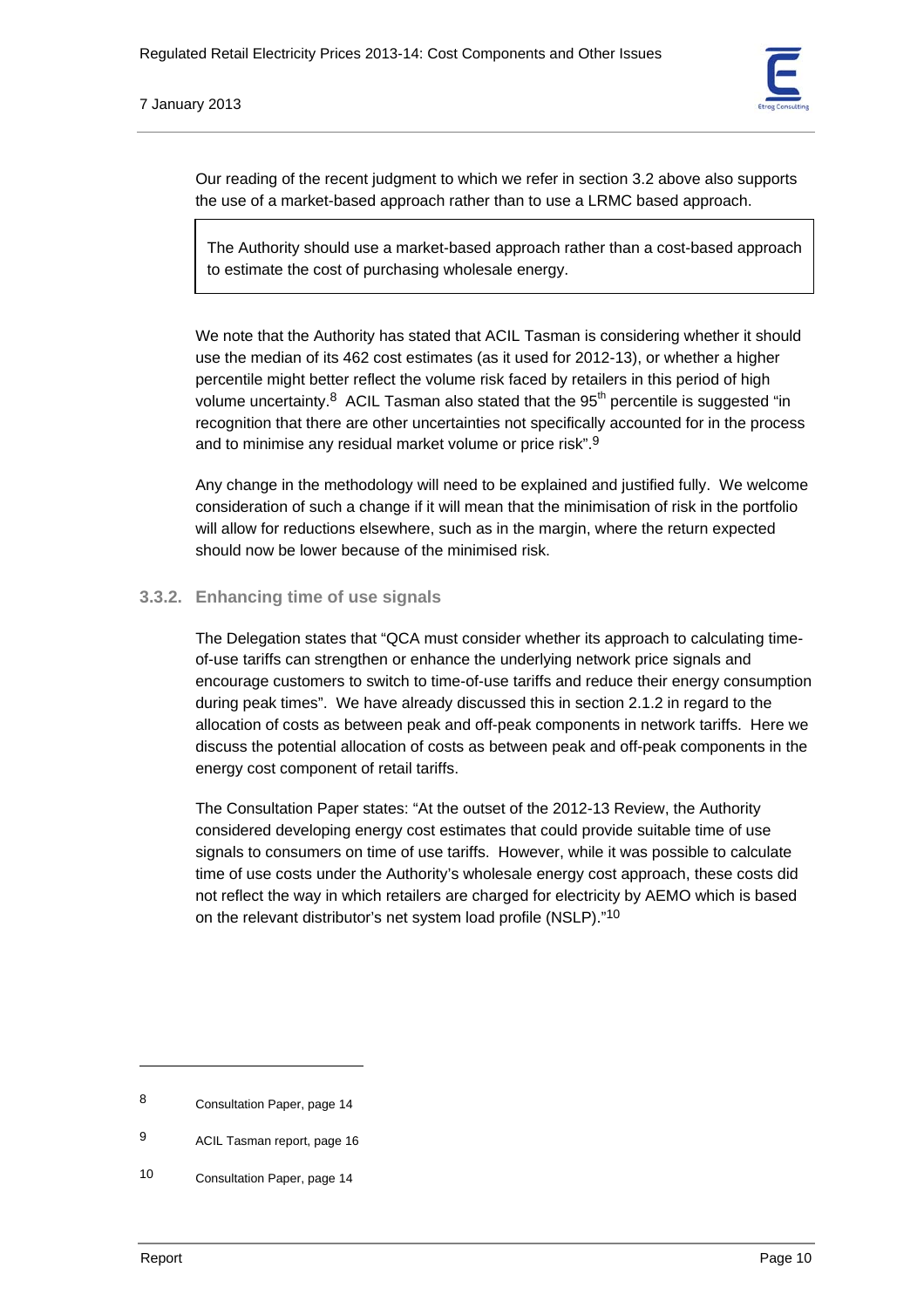Our reading of the recent judgment to which we refer in section 3.2 above also supports the use of a market-based approach rather than to use a LRMC based approach.

> The Authority should use a market-based approach rather than a cost-based approach to estimate the cost of purchasing wholesale energy.

We note that the Authority has stated that ACIL Tasman is considering whether it should use the median of its 462 cost estimates (as it used for 2012-13), or whether a higher percentile might better reflect the volume risk faced by retailers in this period of high volume uncertainty.[8] ACIL Tasman also stated that the 95th percentile is suggested "in recognition that there are other uncertainties not specifically accounted for in the process and to minimise any residual market volume or price risk".[9]

Any change in the methodology will need to be explained and justified fully. We welcome consideration of such a change if it will mean that the minimisation of risk in the portfolio will allow for reductions elsewhere, such as in the margin, where the return expected should now be lower because of the minimised risk.

### 3.3.2. Enhancing time of use signals

The Delegation states that "QCA must consider whether its approach to calculating time-of-use tariffs can strengthen or enhance the underlying network price signals and encourage customers to switch to time-of-use tariffs and reduce their energy consumption during peak times". We have already discussed this in section 2.1.2 in regard to the allocation of costs as between peak and off-peak components in network tariffs. Here we discuss the potential allocation of costs as between peak and off-peak components in the energy cost component of retail tariffs.

The Consultation Paper states: "At the outset of the 2012-13 Review, the Authority considered developing energy cost estimates that could provide suitable time of use signals to consumers on time of use tariffs. However, while it was possible to calculate time of use costs under the Authority's wholesale energy cost approach, these costs did not reflect the way in which retailers are charged for electricity by AEMO which is based on the relevant distributor's net system load profile (NSLP)."[10]

---

[8] Consultation Paper, page 14

[9] ACIL Tasman report, page 16

[10] Consultation Paper, page 14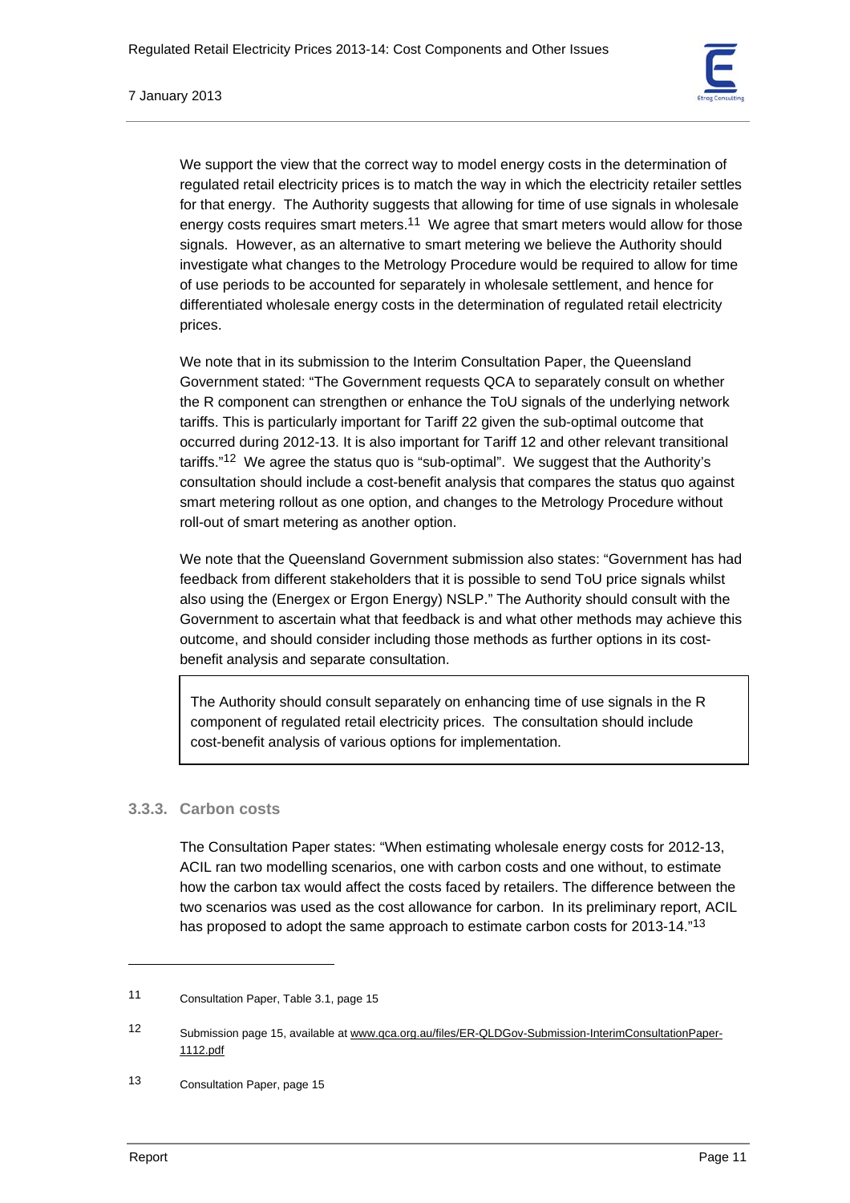We support the view that the correct way to model energy costs in the determination of regulated retail electricity prices is to match the way in which the electricity retailer settles for that energy. The Authority suggests that allowing for time of use signals in wholesale energy costs requires smart meters.[11] We agree that smart meters would allow for those signals. However, as an alternative to smart metering we believe the Authority should investigate what changes to the Metrology Procedure would be required to allow for time of use periods to be accounted for separately in wholesale settlement, and hence for differentiated wholesale energy costs in the determination of regulated retail electricity prices.

We note that in its submission to the Interim Consultation Paper, the Queensland Government stated: "The Government requests QCA to separately consult on whether the R component can strengthen or enhance the ToU signals of the underlying network tariffs. This is particularly important for Tariff 22 given the sub-optimal outcome that occurred during 2012-13. It is also important for Tariff 12 and other relevant transitional tariffs."[12] We agree the status quo is "sub-optimal". We suggest that the Authority's consultation should include a cost-benefit analysis that compares the status quo against smart metering rollout as one option, and changes to the Metrology Procedure without roll-out of smart metering as another option.

We note that the Queensland Government submission also states: "Government has had feedback from different stakeholders that it is possible to send ToU price signals whilst also using the (Energex or Ergon Energy) NSLP." The Authority should consult with the Government to ascertain what that feedback is and what other methods may achieve this outcome, and should consider including those methods as further options in its cost-benefit analysis and separate consultation.

> The Authority should consult separately on enhancing time of use signals in the R component of regulated retail electricity prices. The consultation should include cost-benefit analysis of various options for implementation.

### 3.3.3. Carbon costs

The Consultation Paper states: "When estimating wholesale energy costs for 2012-13, ACIL ran two modelling scenarios, one with carbon costs and one without, to estimate how the carbon tax would affect the costs faced by retailers. The difference between the two scenarios was used as the cost allowance for carbon. In its preliminary report, ACIL has proposed to adopt the same approach to estimate carbon costs for 2013-14."[13]

---

[11] Consultation Paper, Table 3.1, page 15

[12] Submission page 15, available at www.qca.org.au/files/ER-QLDGov-Submission-InterimConsultationPaper-1112.pdf

[13] Consultation Paper, page 15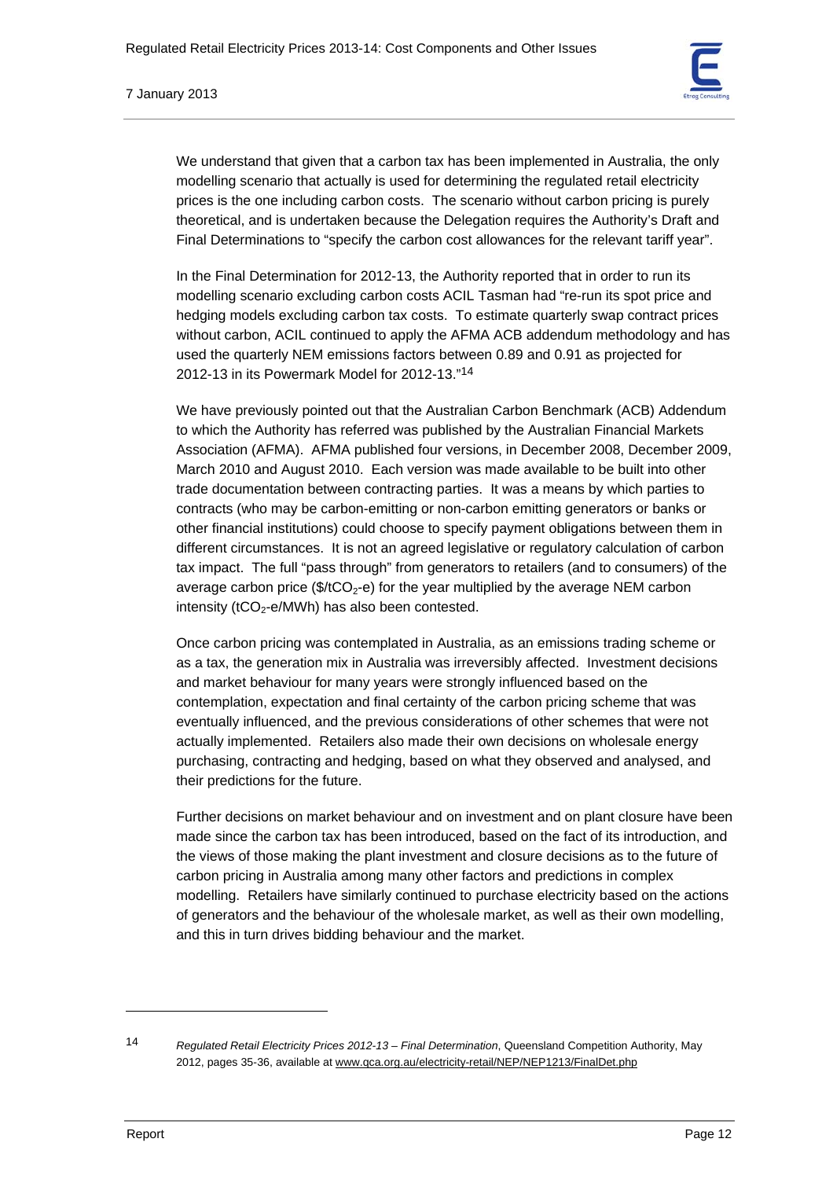We understand that given that a carbon tax has been implemented in Australia, the only modelling scenario that actually is used for determining the regulated retail electricity prices is the one including carbon costs. The scenario without carbon pricing is purely theoretical, and is undertaken because the Delegation requires the Authority's Draft and Final Determinations to "specify the carbon cost allowances for the relevant tariff year".

In the Final Determination for 2012-13, the Authority reported that in order to run its modelling scenario excluding carbon costs ACIL Tasman had "re-run its spot price and hedging models excluding carbon tax costs. To estimate quarterly swap contract prices without carbon, ACIL continued to apply the AFMA ACB addendum methodology and has used the quarterly NEM emissions factors between 0.89 and 0.91 as projected for 2012-13 in its Powermark Model for 2012-13."[14]

We have previously pointed out that the Australian Carbon Benchmark (ACB) Addendum to which the Authority has referred was published by the Australian Financial Markets Association (AFMA). AFMA published four versions, in December 2008, December 2009, March 2010 and August 2010. Each version was made available to be built into other trade documentation between contracting parties. It was a means by which parties to contracts (who may be carbon-emitting or non-carbon emitting generators or banks or other financial institutions) could choose to specify payment obligations between them in different circumstances. It is not an agreed legislative or regulatory calculation of carbon tax impact. The full "pass through" from generators to retailers (and to consumers) of the average carbon price ($\$/tCO_2$-e) for the year multiplied by the average NEM carbon intensity ($tCO_2$-e/MWh) has also been contested.

Once carbon pricing was contemplated in Australia, as an emissions trading scheme or as a tax, the generation mix in Australia was irreversibly affected. Investment decisions and market behaviour for many years were strongly influenced based on the contemplation, expectation and final certainty of the carbon pricing scheme that was eventually influenced, and the previous considerations of other schemes that were not actually implemented. Retailers also made their own decisions on wholesale energy purchasing, contracting and hedging, based on what they observed and analysed, and their predictions for the future.

Further decisions on market behaviour and on investment and on plant closure have been made since the carbon tax has been introduced, based on the fact of its introduction, and the views of those making the plant investment and closure decisions as to the future of carbon pricing in Australia among many other factors and predictions in complex modelling. Retailers have similarly continued to purchase electricity based on the actions of generators and the behaviour of the wholesale market, as well as their own modelling, and this in turn drives bidding behaviour and the market.

---

[14] *Regulated Retail Electricity Prices 2012-13 – Final Determination*, Queensland Competition Authority, May 2012, pages 35-36, available at www.qca.org.au/electricity-retail/NEP/NEP1213/FinalDet.php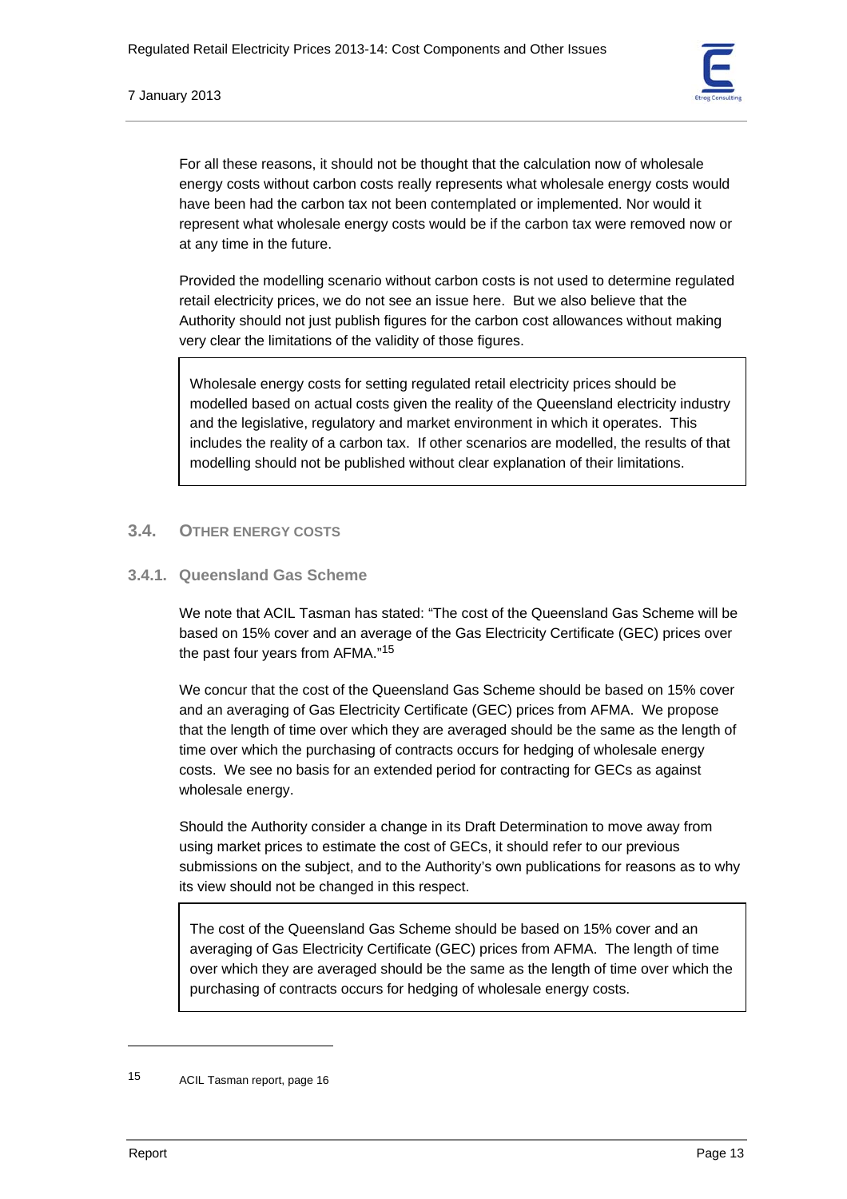For all these reasons, it should not be thought that the calculation now of wholesale energy costs without carbon costs really represents what wholesale energy costs would have been had the carbon tax not been contemplated or implemented. Nor would it represent what wholesale energy costs would be if the carbon tax were removed now or at any time in the future.

Provided the modelling scenario without carbon costs is not used to determine regulated retail electricity prices, we do not see an issue here. But we also believe that the Authority should not just publish figures for the carbon cost allowances without making very clear the limitations of the validity of those figures.

> Wholesale energy costs for setting regulated retail electricity prices should be modelled based on actual costs given the reality of the Queensland electricity industry and the legislative, regulatory and market environment in which it operates. This includes the reality of a carbon tax. If other scenarios are modelled, the results of that modelling should not be published without clear explanation of their limitations.

## 3.4. OTHER ENERGY COSTS

### 3.4.1. Queensland Gas Scheme

We note that ACIL Tasman has stated: "The cost of the Queensland Gas Scheme will be based on 15% cover and an average of the Gas Electricity Certificate (GEC) prices over the past four years from AFMA."[15]

We concur that the cost of the Queensland Gas Scheme should be based on 15% cover and an averaging of Gas Electricity Certificate (GEC) prices from AFMA. We propose that the length of time over which they are averaged should be the same as the length of time over which the purchasing of contracts occurs for hedging of wholesale energy costs. We see no basis for an extended period for contracting for GECs as against wholesale energy.

Should the Authority consider a change in its Draft Determination to move away from using market prices to estimate the cost of GECs, it should refer to our previous submissions on the subject, and to the Authority's own publications for reasons as to why its view should not be changed in this respect.

> The cost of the Queensland Gas Scheme should be based on 15% cover and an averaging of Gas Electricity Certificate (GEC) prices from AFMA. The length of time over which they are averaged should be the same as the length of time over which the purchasing of contracts occurs for hedging of wholesale energy costs.

---

[15] ACIL Tasman report, page 16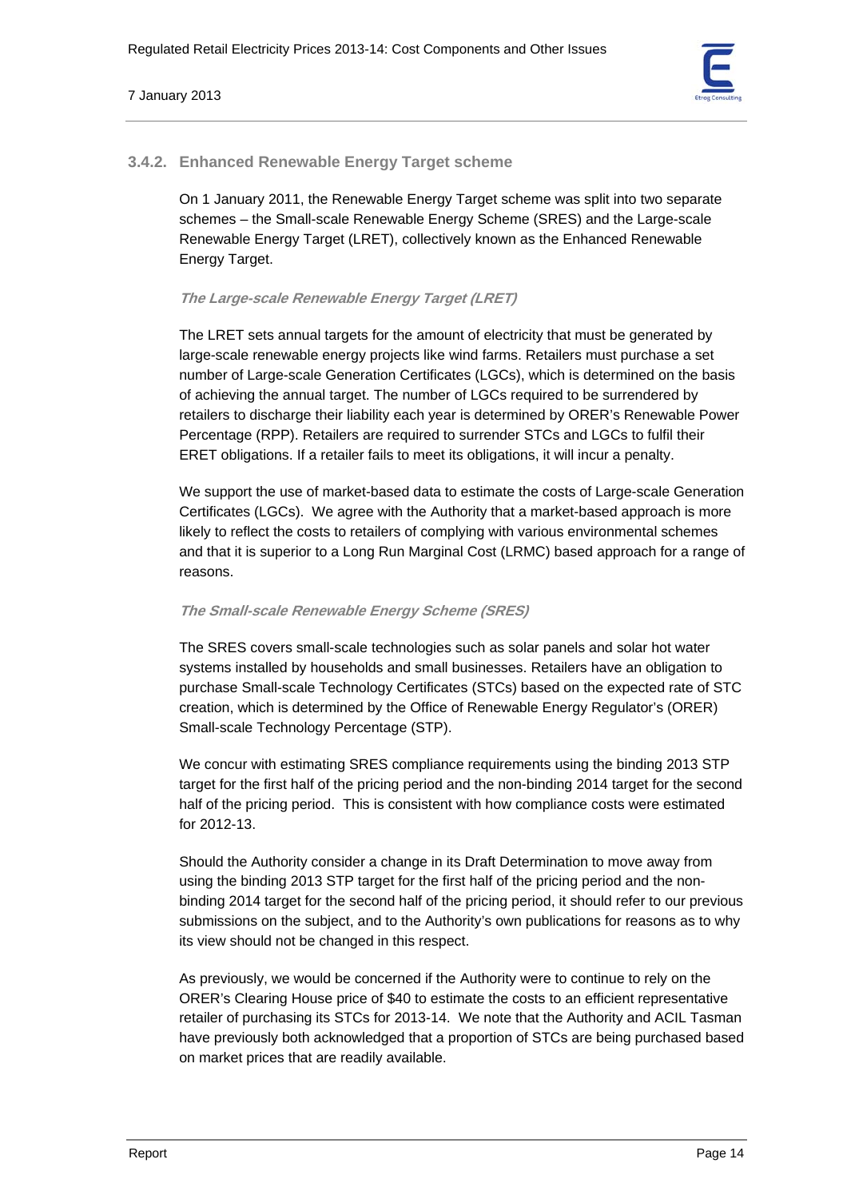### 3.4.2. Enhanced Renewable Energy Target scheme

On 1 January 2011, the Renewable Energy Target scheme was split into two separate schemes – the Small-scale Renewable Energy Scheme (SRES) and the Large-scale Renewable Energy Target (LRET), collectively known as the Enhanced Renewable Energy Target.

***The Large-scale Renewable Energy Target (LRET)***

The LRET sets annual targets for the amount of electricity that must be generated by large-scale renewable energy projects like wind farms. Retailers must purchase a set number of Large-scale Generation Certificates (LGCs), which is determined on the basis of achieving the annual target. The number of LGCs required to be surrendered by retailers to discharge their liability each year is determined by ORER's Renewable Power Percentage (RPP). Retailers are required to surrender STCs and LGCs to fulfil their ERET obligations. If a retailer fails to meet its obligations, it will incur a penalty.

We support the use of market-based data to estimate the costs of Large-scale Generation Certificates (LGCs). We agree with the Authority that a market-based approach is more likely to reflect the costs to retailers of complying with various environmental schemes and that it is superior to a Long Run Marginal Cost (LRMC) based approach for a range of reasons.

***The Small-scale Renewable Energy Scheme (SRES)***

The SRES covers small-scale technologies such as solar panels and solar hot water systems installed by households and small businesses. Retailers have an obligation to purchase Small-scale Technology Certificates (STCs) based on the expected rate of STC creation, which is determined by the Office of Renewable Energy Regulator's (ORER) Small-scale Technology Percentage (STP).

We concur with estimating SRES compliance requirements using the binding 2013 STP target for the first half of the pricing period and the non-binding 2014 target for the second half of the pricing period. This is consistent with how compliance costs were estimated for 2012-13.

Should the Authority consider a change in its Draft Determination to move away from using the binding 2013 STP target for the first half of the pricing period and the non-binding 2014 target for the second half of the pricing period, it should refer to our previous submissions on the subject, and to the Authority's own publications for reasons as to why its view should not be changed in this respect.

As previously, we would be concerned if the Authority were to continue to rely on the ORER's Clearing House price of $40 to estimate the costs to an efficient representative retailer of purchasing its STCs for 2013-14. We note that the Authority and ACIL Tasman have previously both acknowledged that a proportion of STCs are being purchased based on market prices that are readily available.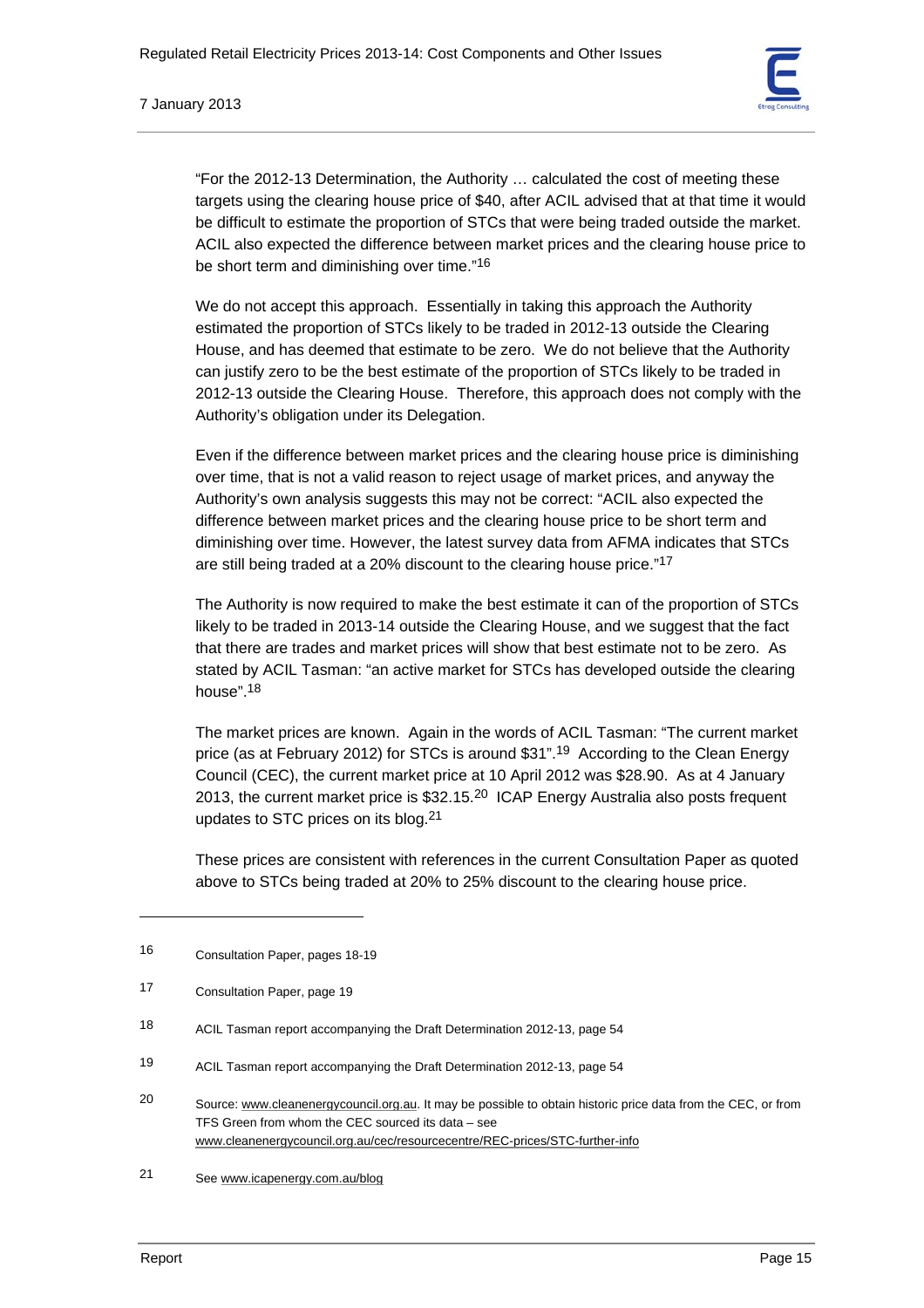"For the 2012-13 Determination, the Authority … calculated the cost of meeting these targets using the clearing house price of $40, after ACIL advised that at that time it would be difficult to estimate the proportion of STCs that were being traded outside the market. ACIL also expected the difference between market prices and the clearing house price to be short term and diminishing over time."[16]

We do not accept this approach. Essentially in taking this approach the Authority estimated the proportion of STCs likely to be traded in 2012-13 outside the Clearing House, and has deemed that estimate to be zero. We do not believe that the Authority can justify zero to be the best estimate of the proportion of STCs likely to be traded in 2012-13 outside the Clearing House. Therefore, this approach does not comply with the Authority's obligation under its Delegation.

Even if the difference between market prices and the clearing house price is diminishing over time, that is not a valid reason to reject usage of market prices, and anyway the Authority's own analysis suggests this may not be correct: "ACIL also expected the difference between market prices and the clearing house price to be short term and diminishing over time. However, the latest survey data from AFMA indicates that STCs are still being traded at a 20% discount to the clearing house price."[17]

The Authority is now required to make the best estimate it can of the proportion of STCs likely to be traded in 2013-14 outside the Clearing House, and we suggest that the fact that there are trades and market prices will show that best estimate not to be zero. As stated by ACIL Tasman: "an active market for STCs has developed outside the clearing house".[18]

The market prices are known. Again in the words of ACIL Tasman: "The current market price (as at February 2012) for STCs is around $31".[19] According to the Clean Energy Council (CEC), the current market price at 10 April 2012 was $28.90. As at 4 January 2013, the current market price is $32.15.[20] ICAP Energy Australia also posts frequent updates to STC prices on its blog.[21]

These prices are consistent with references in the current Consultation Paper as quoted above to STCs being traded at 20% to 25% discount to the clearing house price.

---

[16] Consultation Paper, pages 18-19

[17] Consultation Paper, page 19

[18] ACIL Tasman report accompanying the Draft Determination 2012-13, page 54

[19] ACIL Tasman report accompanying the Draft Determination 2012-13, page 54

[20] Source: www.cleanenergycouncil.org.au. It may be possible to obtain historic price data from the CEC, or from TFS Green from whom the CEC sourced its data – see www.cleanenergycouncil.org.au/cec/resourcecentre/REC-prices/STC-further-info

[21] See www.icapenergy.com.au/blog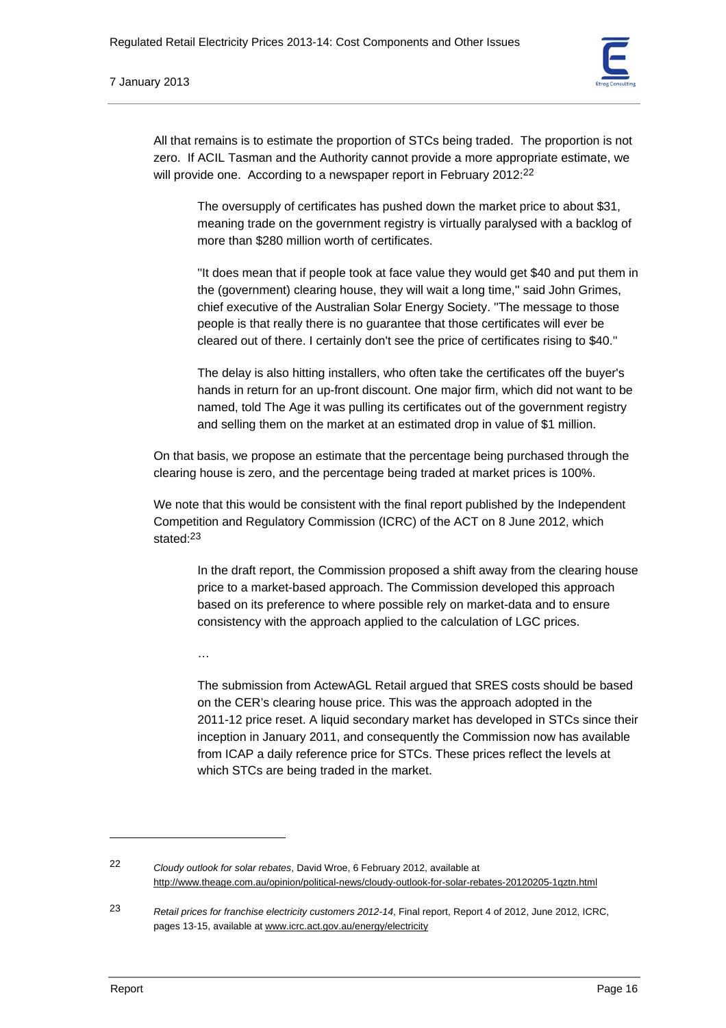All that remains is to estimate the proportion of STCs being traded. The proportion is not zero. If ACIL Tasman and the Authority cannot provide a more appropriate estimate, we will provide one. According to a newspaper report in February 2012:[22]

> The oversupply of certificates has pushed down the market price to about $31, meaning trade on the government registry is virtually paralysed with a backlog of more than $280 million worth of certificates.
>
> ''It does mean that if people took at face value they would get $40 and put them in the (government) clearing house, they will wait a long time,'' said John Grimes, chief executive of the Australian Solar Energy Society. ''The message to those people is that really there is no guarantee that those certificates will ever be cleared out of there. I certainly don't see the price of certificates rising to $40.''
>
> The delay is also hitting installers, who often take the certificates off the buyer's hands in return for an up-front discount. One major firm, which did not want to be named, told The Age it was pulling its certificates out of the government registry and selling them on the market at an estimated drop in value of $1 million.

On that basis, we propose an estimate that the percentage being purchased through the clearing house is zero, and the percentage being traded at market prices is 100%.

We note that this would be consistent with the final report published by the Independent Competition and Regulatory Commission (ICRC) of the ACT on 8 June 2012, which stated:[23]

> In the draft report, the Commission proposed a shift away from the clearing house price to a market-based approach. The Commission developed this approach based on its preference to where possible rely on market-data and to ensure consistency with the approach applied to the calculation of LGC prices.
>
> …
>
> The submission from ActewAGL Retail argued that SRES costs should be based on the CER's clearing house price. This was the approach adopted in the 2011-12 price reset. A liquid secondary market has developed in STCs since their inception in January 2011, and consequently the Commission now has available from ICAP a daily reference price for STCs. These prices reflect the levels at which STCs are being traded in the market.

---

[22] *Cloudy outlook for solar rebates*, David Wroe, 6 February 2012, available at http://www.theage.com.au/opinion/political-news/cloudy-outlook-for-solar-rebates-20120205-1qztn.html

[23] *Retail prices for franchise electricity customers 2012-14*, Final report, Report 4 of 2012, June 2012, ICRC, pages 13-15, available at www.icrc.act.gov.au/energy/electricity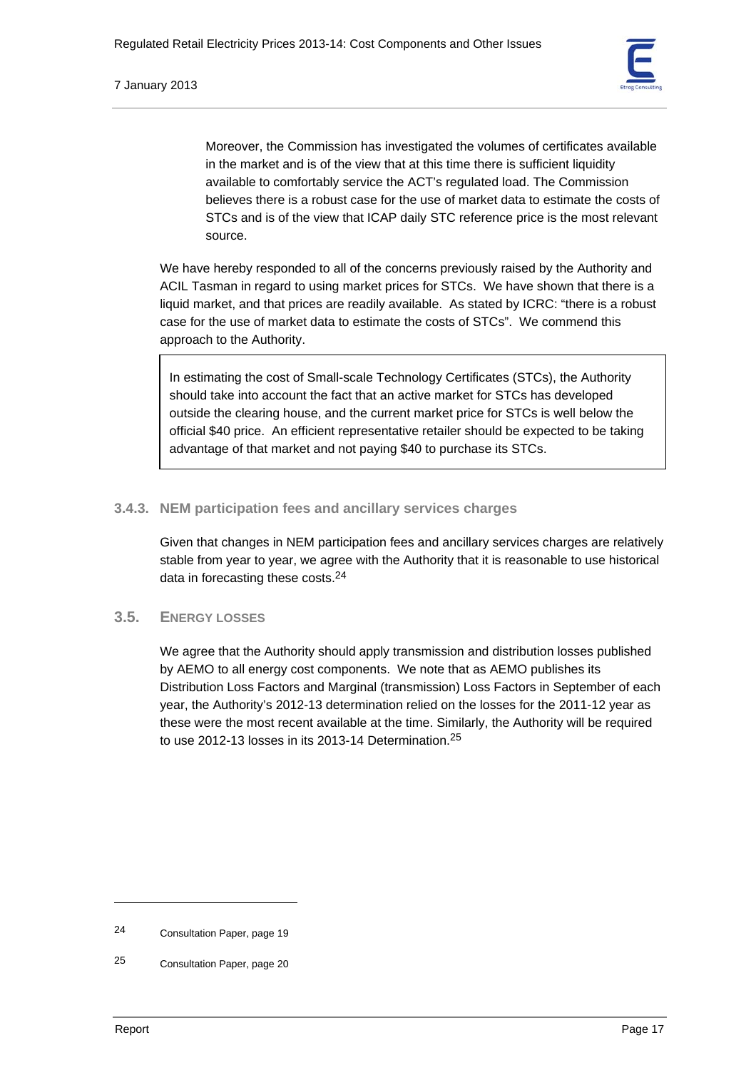> Moreover, the Commission has investigated the volumes of certificates available in the market and is of the view that at this time there is sufficient liquidity available to comfortably service the ACT's regulated load. The Commission believes there is a robust case for the use of market data to estimate the costs of STCs and is of the view that ICAP daily STC reference price is the most relevant source.

We have hereby responded to all of the concerns previously raised by the Authority and ACIL Tasman in regard to using market prices for STCs. We have shown that there is a liquid market, and that prices are readily available. As stated by ICRC: "there is a robust case for the use of market data to estimate the costs of STCs". We commend this approach to the Authority.

| In estimating the cost of Small-scale Technology Certificates (STCs), the Authority should take into account the fact that an active market for STCs has developed outside the clearing house, and the current market price for STCs is well below the official $40 price. An efficient representative retailer should be expected to be taking advantage of that market and not paying $40 to purchase its STCs. |
|---|

### 3.4.3. NEM participation fees and ancillary services charges

Given that changes in NEM participation fees and ancillary services charges are relatively stable from year to year, we agree with the Authority that it is reasonable to use historical data in forecasting these costs.[24]

## 3.5. Energy Losses

We agree that the Authority should apply transmission and distribution losses published by AEMO to all energy cost components. We note that as AEMO publishes its Distribution Loss Factors and Marginal (transmission) Loss Factors in September of each year, the Authority's 2012-13 determination relied on the losses for the 2011-12 year as these were the most recent available at the time. Similarly, the Authority will be required to use 2012-13 losses in its 2013-14 Determination.[25]

---

[24] Consultation Paper, page 19

[25] Consultation Paper, page 20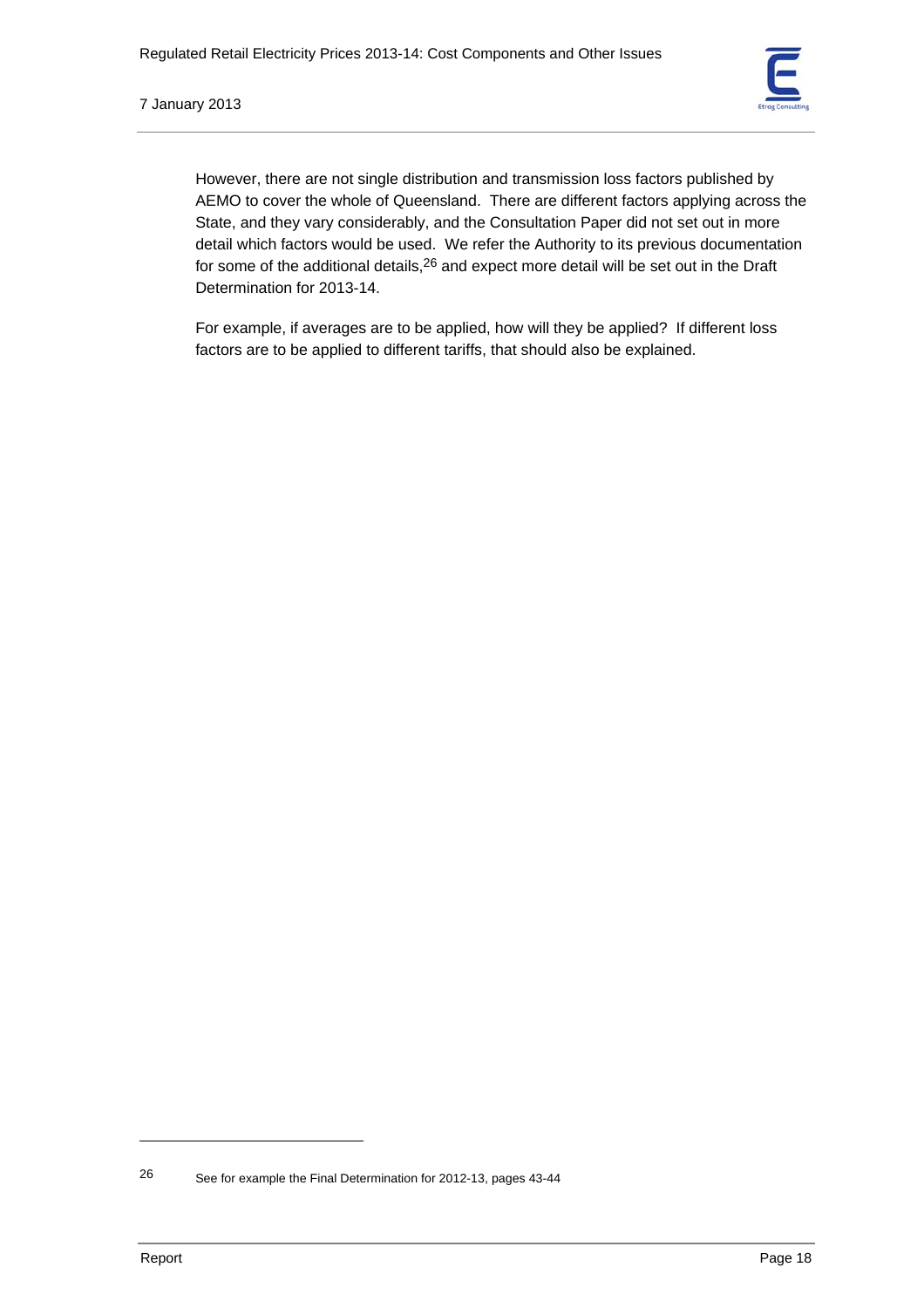However, there are not single distribution and transmission loss factors published by AEMO to cover the whole of Queensland. There are different factors applying across the State, and they vary considerably, and the Consultation Paper did not set out in more detail which factors would be used. We refer the Authority to its previous documentation for some of the additional details,[26] and expect more detail will be set out in the Draft Determination for 2013-14.

For example, if averages are to be applied, how will they be applied? If different loss factors are to be applied to different tariffs, that should also be explained.

[26] See for example the Final Determination for 2012-13, pages 43-44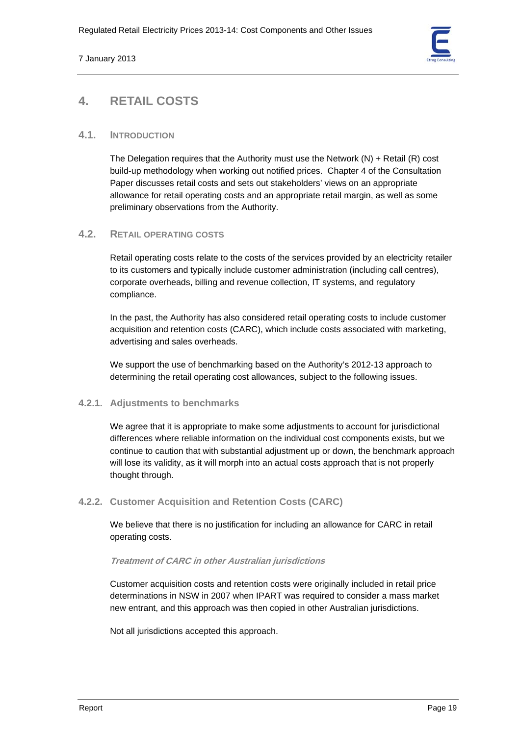# 4. RETAIL COSTS

## 4.1. INTRODUCTION

The Delegation requires that the Authority must use the Network (N) + Retail (R) cost build-up methodology when working out notified prices. Chapter 4 of the Consultation Paper discusses retail costs and sets out stakeholders' views on an appropriate allowance for retail operating costs and an appropriate retail margin, as well as some preliminary observations from the Authority.

## 4.2. RETAIL OPERATING COSTS

Retail operating costs relate to the costs of the services provided by an electricity retailer to its customers and typically include customer administration (including call centres), corporate overheads, billing and revenue collection, IT systems, and regulatory compliance.

In the past, the Authority has also considered retail operating costs to include customer acquisition and retention costs (CARC), which include costs associated with marketing, advertising and sales overheads.

We support the use of benchmarking based on the Authority's 2012-13 approach to determining the retail operating cost allowances, subject to the following issues.

### 4.2.1. Adjustments to benchmarks

We agree that it is appropriate to make some adjustments to account for jurisdictional differences where reliable information on the individual cost components exists, but we continue to caution that with substantial adjustment up or down, the benchmark approach will lose its validity, as it will morph into an actual costs approach that is not properly thought through.

### 4.2.2. Customer Acquisition and Retention Costs (CARC)

We believe that there is no justification for including an allowance for CARC in retail operating costs.

***Treatment of CARC in other Australian jurisdictions***

Customer acquisition costs and retention costs were originally included in retail price determinations in NSW in 2007 when IPART was required to consider a mass market new entrant, and this approach was then copied in other Australian jurisdictions.

Not all jurisdictions accepted this approach.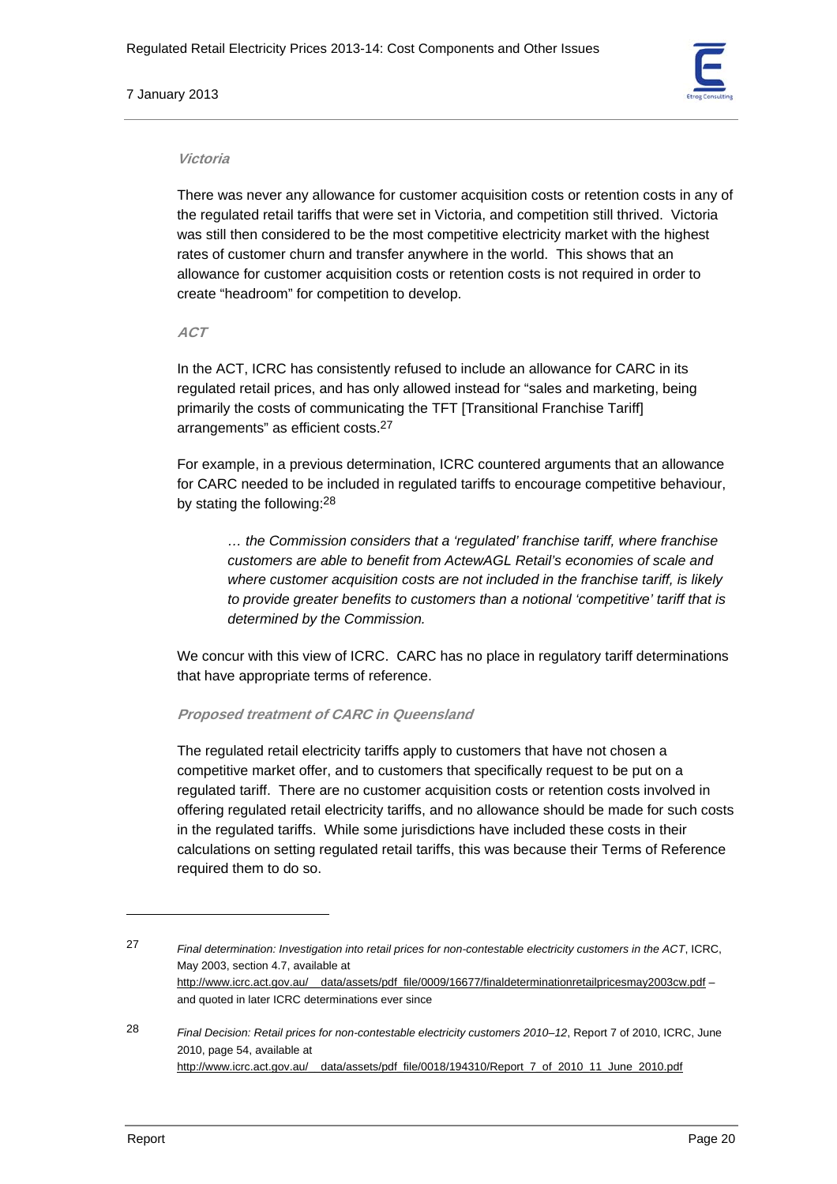***Victoria***

There was never any allowance for customer acquisition costs or retention costs in any of the regulated retail tariffs that were set in Victoria, and competition still thrived. Victoria was still then considered to be the most competitive electricity market with the highest rates of customer churn and transfer anywhere in the world. This shows that an allowance for customer acquisition costs or retention costs is not required in order to create "headroom" for competition to develop.

***ACT***

In the ACT, ICRC has consistently refused to include an allowance for CARC in its regulated retail prices, and has only allowed instead for "sales and marketing, being primarily the costs of communicating the TFT [Transitional Franchise Tariff] arrangements" as efficient costs.[27]

For example, in a previous determination, ICRC countered arguments that an allowance for CARC needed to be included in regulated tariffs to encourage competitive behaviour, by stating the following:[28]

> *… the Commission considers that a 'regulated' franchise tariff, where franchise customers are able to benefit from ActewAGL Retail's economies of scale and where customer acquisition costs are not included in the franchise tariff, is likely to provide greater benefits to customers than a notional 'competitive' tariff that is determined by the Commission.*

We concur with this view of ICRC. CARC has no place in regulatory tariff determinations that have appropriate terms of reference.

***Proposed treatment of CARC in Queensland***

The regulated retail electricity tariffs apply to customers that have not chosen a competitive market offer, and to customers that specifically request to be put on a regulated tariff. There are no customer acquisition costs or retention costs involved in offering regulated retail electricity tariffs, and no allowance should be made for such costs in the regulated tariffs. While some jurisdictions have included these costs in their calculations on setting regulated retail tariffs, this was because their Terms of Reference required them to do so.

---

[27] *Final determination: Investigation into retail prices for non-contestable electricity customers in the ACT*, ICRC, May 2003, section 4.7, available at http://www.icrc.act.gov.au/__data/assets/pdf_file/0009/16677/finaldeterminationretailpricesmay2003cw.pdf – and quoted in later ICRC determinations ever since

[28] *Final Decision: Retail prices for non-contestable electricity customers 2010–12*, Report 7 of 2010, ICRC, June 2010, page 54, available at http://www.icrc.act.gov.au/__data/assets/pdf_file/0018/194310/Report_7_of_2010_11_June_2010.pdf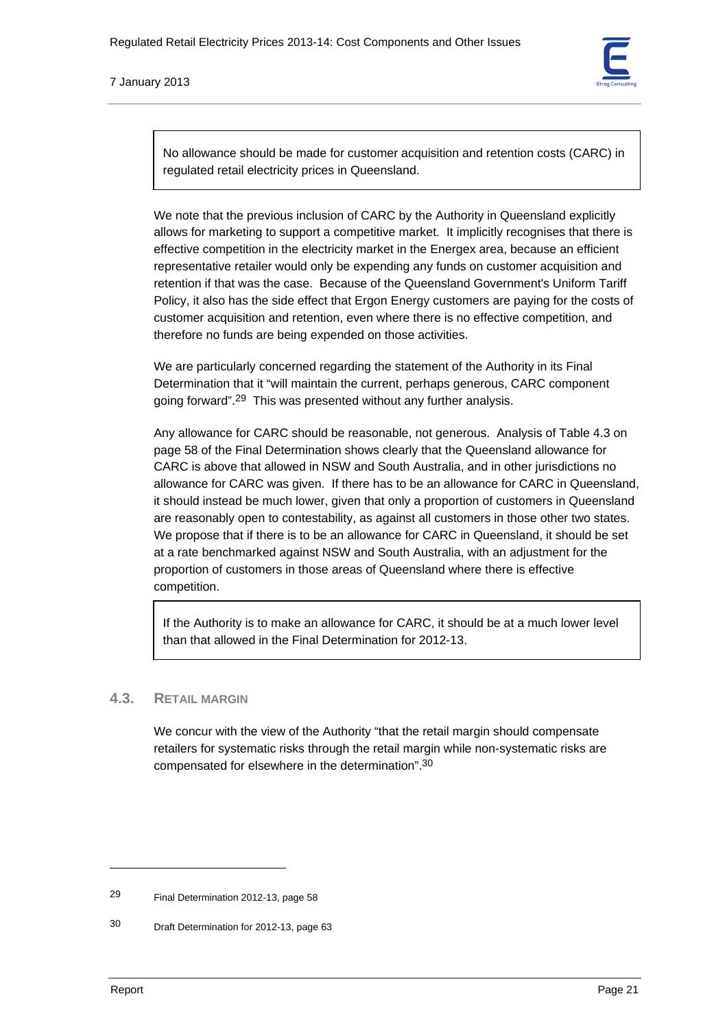> No allowance should be made for customer acquisition and retention costs (CARC) in regulated retail electricity prices in Queensland.

We note that the previous inclusion of CARC by the Authority in Queensland explicitly allows for marketing to support a competitive market. It implicitly recognises that there is effective competition in the electricity market in the Energex area, because an efficient representative retailer would only be expending any funds on customer acquisition and retention if that was the case. Because of the Queensland Government's Uniform Tariff Policy, it also has the side effect that Ergon Energy customers are paying for the costs of customer acquisition and retention, even where there is no effective competition, and therefore no funds are being expended on those activities.

We are particularly concerned regarding the statement of the Authority in its Final Determination that it "will maintain the current, perhaps generous, CARC component going forward".[29] This was presented without any further analysis.

Any allowance for CARC should be reasonable, not generous. Analysis of Table 4.3 on page 58 of the Final Determination shows clearly that the Queensland allowance for CARC is above that allowed in NSW and South Australia, and in other jurisdictions no allowance for CARC was given. If there has to be an allowance for CARC in Queensland, it should instead be much lower, given that only a proportion of customers in Queensland are reasonably open to contestability, as against all customers in those other two states. We propose that if there is to be an allowance for CARC in Queensland, it should be set at a rate benchmarked against NSW and South Australia, with an adjustment for the proportion of customers in those areas of Queensland where there is effective competition.

> If the Authority is to make an allowance for CARC, it should be at a much lower level than that allowed in the Final Determination for 2012-13.

## 4.3. Retail Margin

We concur with the view of the Authority "that the retail margin should compensate retailers for systematic risks through the retail margin while non-systematic risks are compensated for elsewhere in the determination".[30]

---

[29] Final Determination 2012-13, page 58

[30] Draft Determination for 2012-13, page 63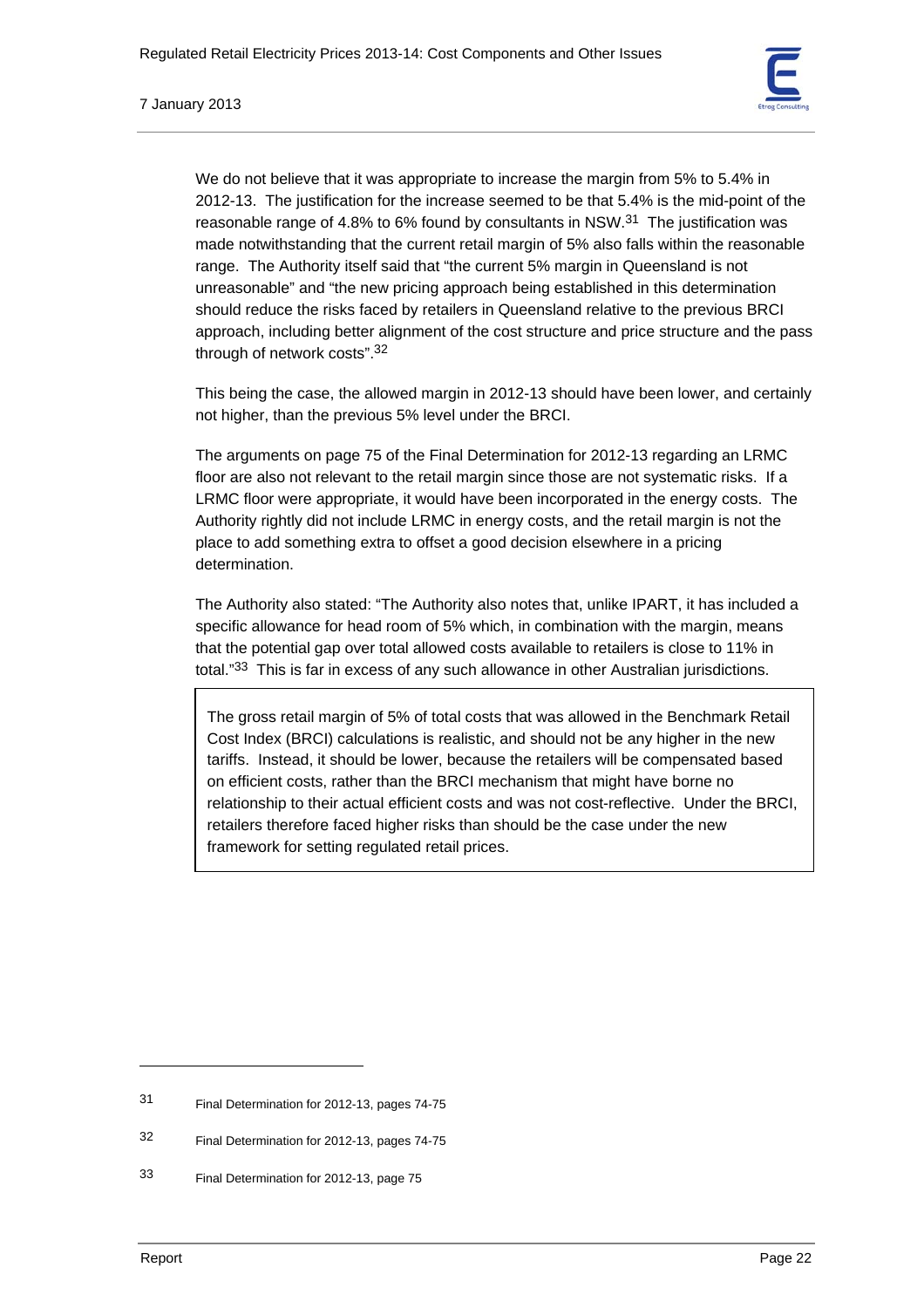We do not believe that it was appropriate to increase the margin from 5% to 5.4% in 2012-13. The justification for the increase seemed to be that 5.4% is the mid-point of the reasonable range of 4.8% to 6% found by consultants in NSW.[31] The justification was made notwithstanding that the current retail margin of 5% also falls within the reasonable range. The Authority itself said that "the current 5% margin in Queensland is not unreasonable" and "the new pricing approach being established in this determination should reduce the risks faced by retailers in Queensland relative to the previous BRCI approach, including better alignment of the cost structure and price structure and the pass through of network costs".[32]

This being the case, the allowed margin in 2012-13 should have been lower, and certainly not higher, than the previous 5% level under the BRCI.

The arguments on page 75 of the Final Determination for 2012-13 regarding an LRMC floor are also not relevant to the retail margin since those are not systematic risks. If a LRMC floor were appropriate, it would have been incorporated in the energy costs. The Authority rightly did not include LRMC in energy costs, and the retail margin is not the place to add something extra to offset a good decision elsewhere in a pricing determination.

The Authority also stated: "The Authority also notes that, unlike IPART, it has included a specific allowance for head room of 5% which, in combination with the margin, means that the potential gap over total allowed costs available to retailers is close to 11% in total."[33] This is far in excess of any such allowance in other Australian jurisdictions.

> The gross retail margin of 5% of total costs that was allowed in the Benchmark Retail Cost Index (BRCI) calculations is realistic, and should not be any higher in the new tariffs. Instead, it should be lower, because the retailers will be compensated based on efficient costs, rather than the BRCI mechanism that might have borne no relationship to their actual efficient costs and was not cost-reflective. Under the BRCI, retailers therefore faced higher risks than should be the case under the new framework for setting regulated retail prices.

[31] Final Determination for 2012-13, pages 74-75

[32] Final Determination for 2012-13, pages 74-75

[33] Final Determination for 2012-13, page 75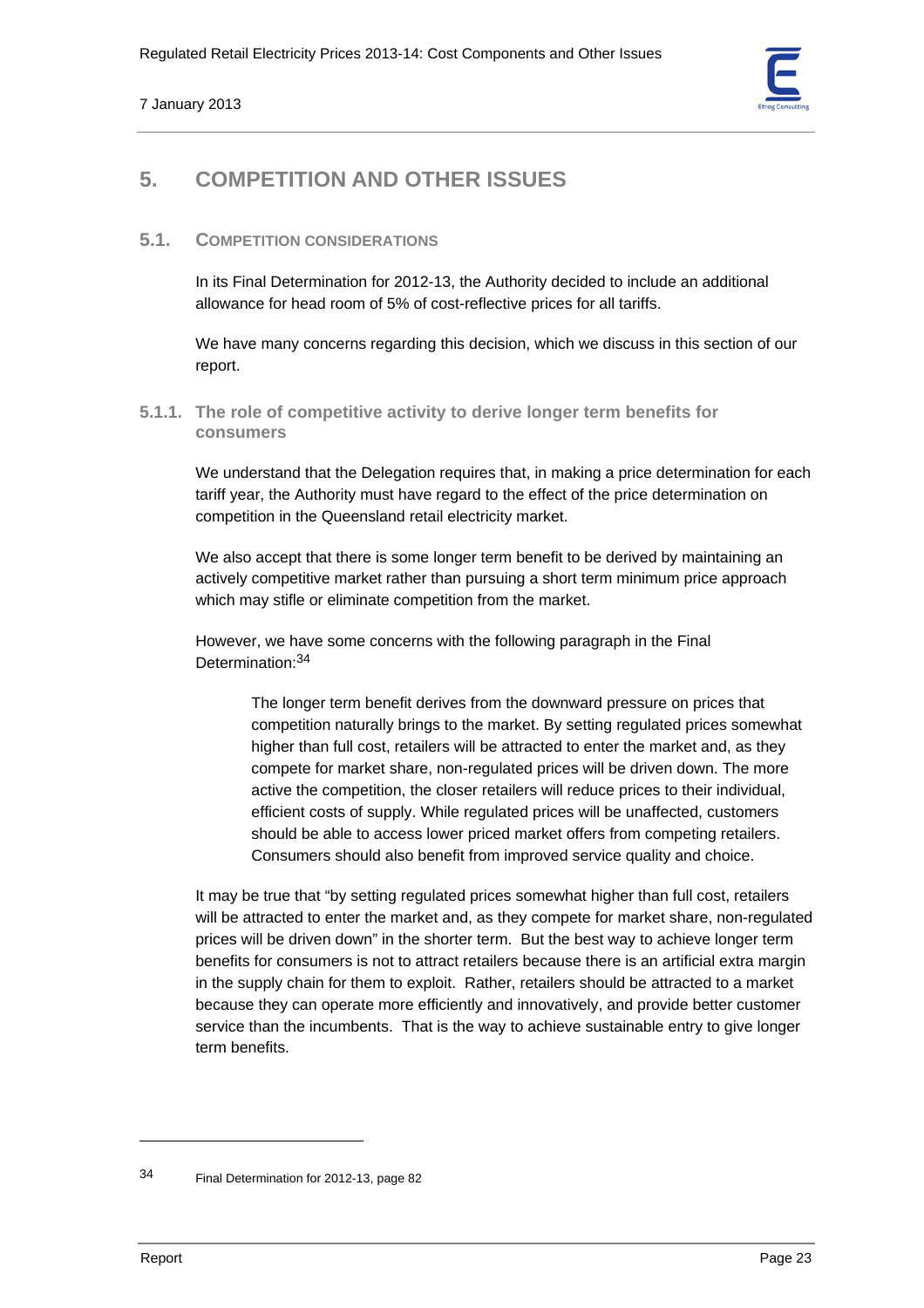# 5. COMPETITION AND OTHER ISSUES

## 5.1. COMPETITION CONSIDERATIONS

In its Final Determination for 2012-13, the Authority decided to include an additional allowance for head room of 5% of cost-reflective prices for all tariffs.

We have many concerns regarding this decision, which we discuss in this section of our report.

### 5.1.1. The role of competitive activity to derive longer term benefits for consumers

We understand that the Delegation requires that, in making a price determination for each tariff year, the Authority must have regard to the effect of the price determination on competition in the Queensland retail electricity market.

We also accept that there is some longer term benefit to be derived by maintaining an actively competitive market rather than pursuing a short term minimum price approach which may stifle or eliminate competition from the market.

However, we have some concerns with the following paragraph in the Final Determination:[34]

> The longer term benefit derives from the downward pressure on prices that competition naturally brings to the market. By setting regulated prices somewhat higher than full cost, retailers will be attracted to enter the market and, as they compete for market share, non-regulated prices will be driven down. The more active the competition, the closer retailers will reduce prices to their individual, efficient costs of supply. While regulated prices will be unaffected, customers should be able to access lower priced market offers from competing retailers. Consumers should also benefit from improved service quality and choice.

It may be true that "by setting regulated prices somewhat higher than full cost, retailers will be attracted to enter the market and, as they compete for market share, non-regulated prices will be driven down" in the shorter term. But the best way to achieve longer term benefits for consumers is not to attract retailers because there is an artificial extra margin in the supply chain for them to exploit. Rather, retailers should be attracted to a market because they can operate more efficiently and innovatively, and provide better customer service than the incumbents. That is the way to achieve sustainable entry to give longer term benefits.

---

[34] Final Determination for 2012-13, page 82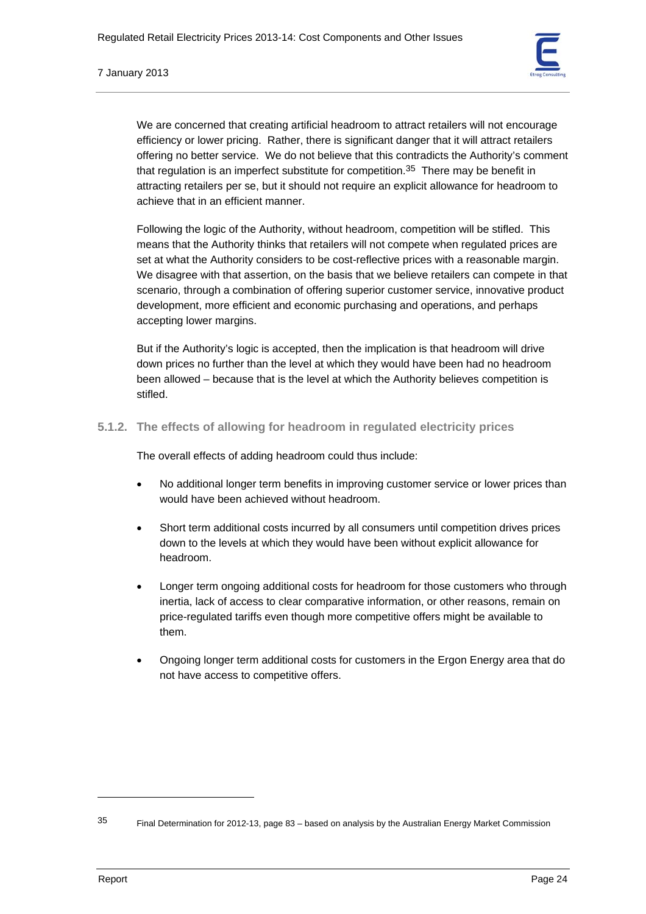We are concerned that creating artificial headroom to attract retailers will not encourage efficiency or lower pricing. Rather, there is significant danger that it will attract retailers offering no better service. We do not believe that this contradicts the Authority's comment that regulation is an imperfect substitute for competition.[35] There may be benefit in attracting retailers per se, but it should not require an explicit allowance for headroom to achieve that in an efficient manner.

Following the logic of the Authority, without headroom, competition will be stifled. This means that the Authority thinks that retailers will not compete when regulated prices are set at what the Authority considers to be cost-reflective prices with a reasonable margin. We disagree with that assertion, on the basis that we believe retailers can compete in that scenario, through a combination of offering superior customer service, innovative product development, more efficient and economic purchasing and operations, and perhaps accepting lower margins.

But if the Authority's logic is accepted, then the implication is that headroom will drive down prices no further than the level at which they would have been had no headroom been allowed – because that is the level at which the Authority believes competition is stifled.

### 5.1.2. The effects of allowing for headroom in regulated electricity prices

The overall effects of adding headroom could thus include:

- No additional longer term benefits in improving customer service or lower prices than would have been achieved without headroom.
- Short term additional costs incurred by all consumers until competition drives prices down to the levels at which they would have been without explicit allowance for headroom.
- Longer term ongoing additional costs for headroom for those customers who through inertia, lack of access to clear comparative information, or other reasons, remain on price-regulated tariffs even though more competitive offers might be available to them.
- Ongoing longer term additional costs for customers in the Ergon Energy area that do not have access to competitive offers.

---

[35] Final Determination for 2012-13, page 83 – based on analysis by the Australian Energy Market Commission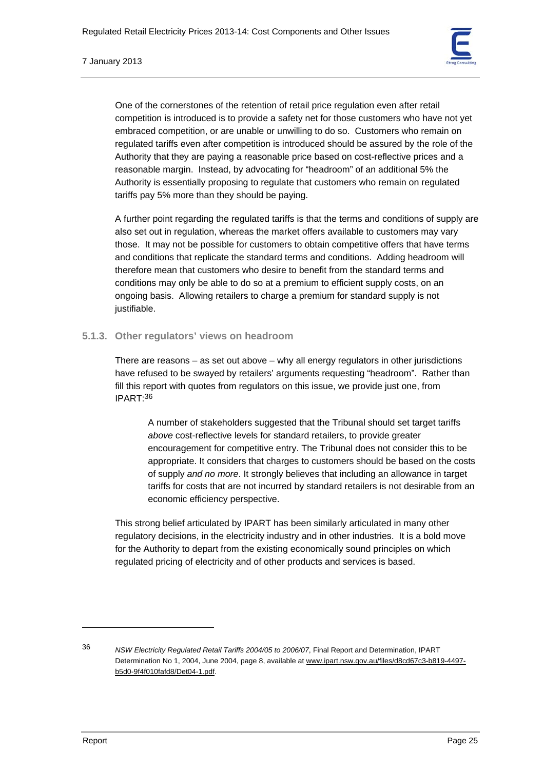One of the cornerstones of the retention of retail price regulation even after retail competition is introduced is to provide a safety net for those customers who have not yet embraced competition, or are unable or unwilling to do so. Customers who remain on regulated tariffs even after competition is introduced should be assured by the role of the Authority that they are paying a reasonable price based on cost-reflective prices and a reasonable margin. Instead, by advocating for "headroom" of an additional 5% the Authority is essentially proposing to regulate that customers who remain on regulated tariffs pay 5% more than they should be paying.

A further point regarding the regulated tariffs is that the terms and conditions of supply are also set out in regulation, whereas the market offers available to customers may vary those. It may not be possible for customers to obtain competitive offers that have terms and conditions that replicate the standard terms and conditions. Adding headroom will therefore mean that customers who desire to benefit from the standard terms and conditions may only be able to do so at a premium to efficient supply costs, on an ongoing basis. Allowing retailers to charge a premium for standard supply is not justifiable.

### 5.1.3. Other regulators' views on headroom

There are reasons – as set out above – why all energy regulators in other jurisdictions have refused to be swayed by retailers' arguments requesting "headroom". Rather than fill this report with quotes from regulators on this issue, we provide just one, from IPART:[36]

> A number of stakeholders suggested that the Tribunal should set target tariffs *above* cost-reflective levels for standard retailers, to provide greater encouragement for competitive entry. The Tribunal does not consider this to be appropriate. It considers that charges to customers should be based on the costs of supply *and no more*. It strongly believes that including an allowance in target tariffs for costs that are not incurred by standard retailers is not desirable from an economic efficiency perspective.

This strong belief articulated by IPART has been similarly articulated in many other regulatory decisions, in the electricity industry and in other industries. It is a bold move for the Authority to depart from the existing economically sound principles on which regulated pricing of electricity and of other products and services is based.

---

[36] *NSW Electricity Regulated Retail Tariffs 2004/05 to 2006/07*, Final Report and Determination, IPART Determination No 1, 2004, June 2004, page 8, available at www.ipart.nsw.gov.au/files/d8cd67c3-b819-4497-b5d0-9f4f010fafd8/Det04-1.pdf.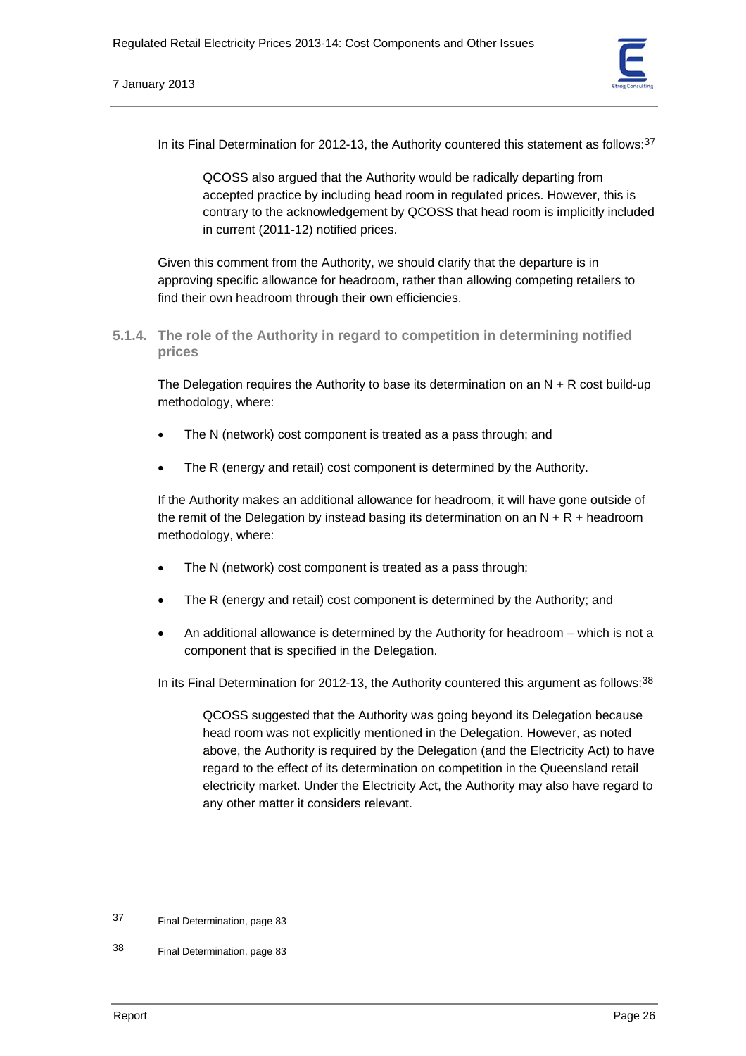In its Final Determination for 2012-13, the Authority countered this statement as follows:[37]

> QCOSS also argued that the Authority would be radically departing from accepted practice by including head room in regulated prices. However, this is contrary to the acknowledgement by QCOSS that head room is implicitly included in current (2011-12) notified prices.

Given this comment from the Authority, we should clarify that the departure is in approving specific allowance for headroom, rather than allowing competing retailers to find their own headroom through their own efficiencies.

### 5.1.4. The role of the Authority in regard to competition in determining notified prices

The Delegation requires the Authority to base its determination on an N + R cost build-up methodology, where:

- The N (network) cost component is treated as a pass through; and
- The R (energy and retail) cost component is determined by the Authority.

If the Authority makes an additional allowance for headroom, it will have gone outside of the remit of the Delegation by instead basing its determination on an N + R + headroom methodology, where:

- The N (network) cost component is treated as a pass through;
- The R (energy and retail) cost component is determined by the Authority; and
- An additional allowance is determined by the Authority for headroom – which is not a component that is specified in the Delegation.

In its Final Determination for 2012-13, the Authority countered this argument as follows:[38]

> QCOSS suggested that the Authority was going beyond its Delegation because head room was not explicitly mentioned in the Delegation. However, as noted above, the Authority is required by the Delegation (and the Electricity Act) to have regard to the effect of its determination on competition in the Queensland retail electricity market. Under the Electricity Act, the Authority may also have regard to any other matter it considers relevant.

---

[37] Final Determination, page 83

[38] Final Determination, page 83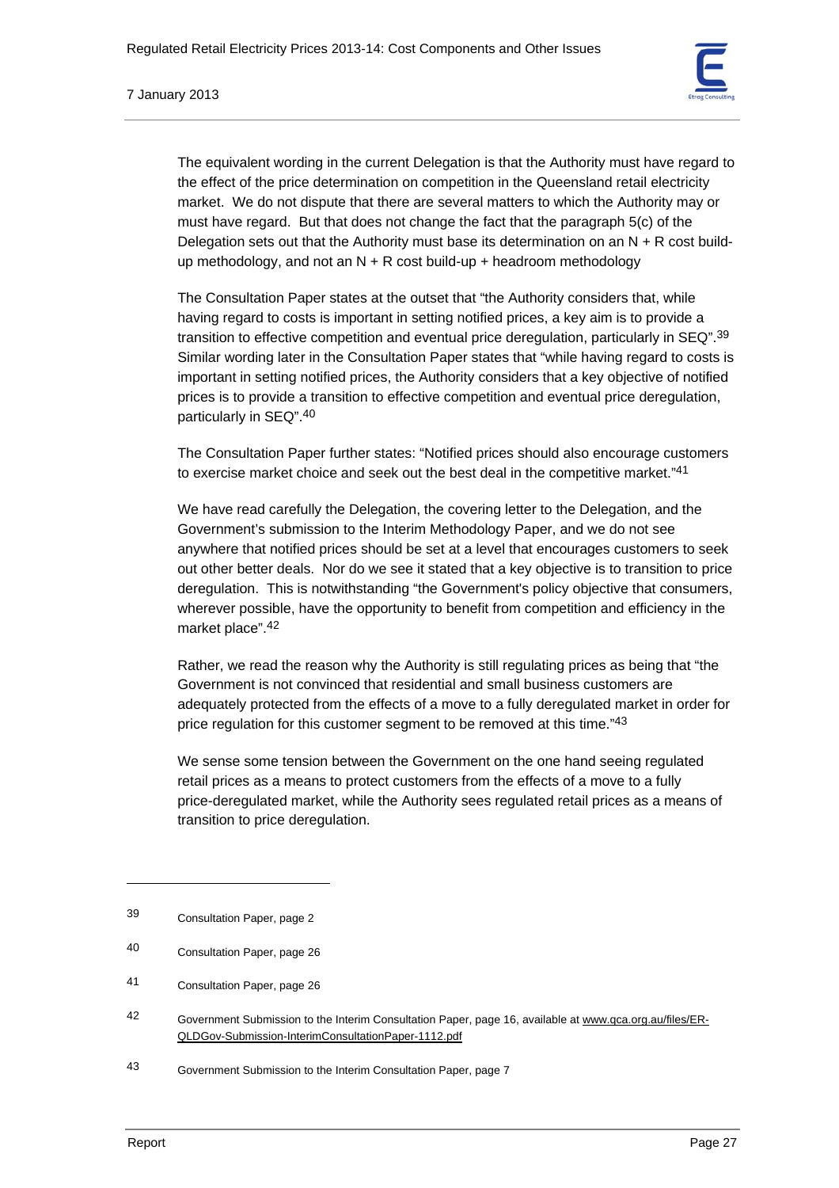The equivalent wording in the current Delegation is that the Authority must have regard to the effect of the price determination on competition in the Queensland retail electricity market. We do not dispute that there are several matters to which the Authority may or must have regard. But that does not change the fact that the paragraph 5(c) of the Delegation sets out that the Authority must base its determination on an N + R cost build-up methodology, and not an N + R cost build-up + headroom methodology

The Consultation Paper states at the outset that "the Authority considers that, while having regard to costs is important in setting notified prices, a key aim is to provide a transition to effective competition and eventual price deregulation, particularly in SEQ".[39] Similar wording later in the Consultation Paper states that "while having regard to costs is important in setting notified prices, the Authority considers that a key objective of notified prices is to provide a transition to effective competition and eventual price deregulation, particularly in SEQ".[40]

The Consultation Paper further states: "Notified prices should also encourage customers to exercise market choice and seek out the best deal in the competitive market."[41]

We have read carefully the Delegation, the covering letter to the Delegation, and the Government's submission to the Interim Methodology Paper, and we do not see anywhere that notified prices should be set at a level that encourages customers to seek out other better deals. Nor do we see it stated that a key objective is to transition to price deregulation. This is notwithstanding "the Government's policy objective that consumers, wherever possible, have the opportunity to benefit from competition and efficiency in the market place".[42]

Rather, we read the reason why the Authority is still regulating prices as being that "the Government is not convinced that residential and small business customers are adequately protected from the effects of a move to a fully deregulated market in order for price regulation for this customer segment to be removed at this time."[43]

We sense some tension between the Government on the one hand seeing regulated retail prices as a means to protect customers from the effects of a move to a fully price-deregulated market, while the Authority sees regulated retail prices as a means of transition to price deregulation.

---

[39] Consultation Paper, page 2

[40] Consultation Paper, page 26

[41] Consultation Paper, page 26

[42] Government Submission to the Interim Consultation Paper, page 16, available at www.qca.org.au/files/ER-QLDGov-Submission-InterimConsultationPaper-1112.pdf

[43] Government Submission to the Interim Consultation Paper, page 7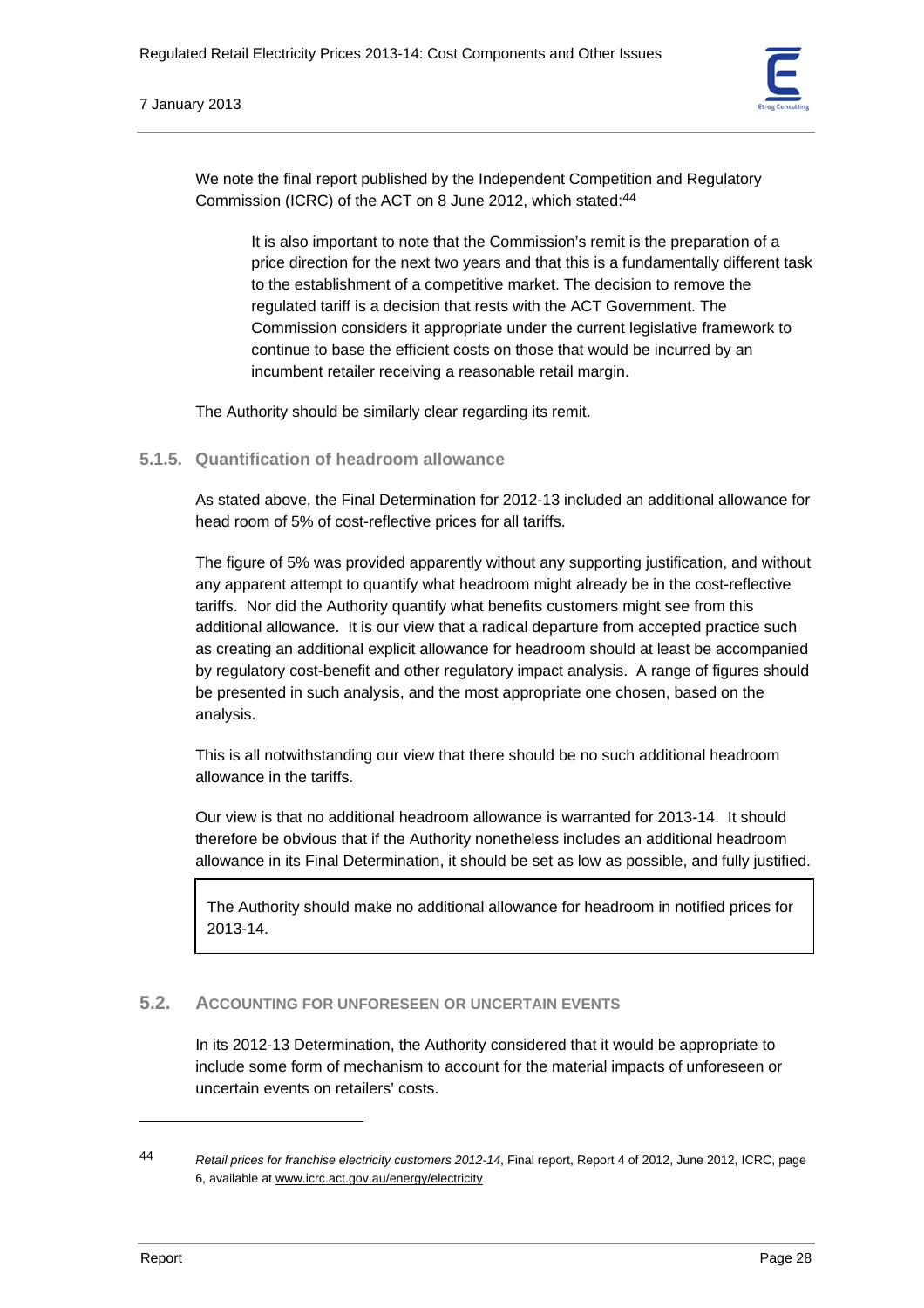We note the final report published by the Independent Competition and Regulatory Commission (ICRC) of the ACT on 8 June 2012, which stated:[44]

> It is also important to note that the Commission's remit is the preparation of a price direction for the next two years and that this is a fundamentally different task to the establishment of a competitive market. The decision to remove the regulated tariff is a decision that rests with the ACT Government. The Commission considers it appropriate under the current legislative framework to continue to base the efficient costs on those that would be incurred by an incumbent retailer receiving a reasonable retail margin.

The Authority should be similarly clear regarding its remit.

#### 5.1.5. Quantification of headroom allowance

As stated above, the Final Determination for 2012-13 included an additional allowance for head room of 5% of cost-reflective prices for all tariffs.

The figure of 5% was provided apparently without any supporting justification, and without any apparent attempt to quantify what headroom might already be in the cost-reflective tariffs. Nor did the Authority quantify what benefits customers might see from this additional allowance. It is our view that a radical departure from accepted practice such as creating an additional explicit allowance for headroom should at least be accompanied by regulatory cost-benefit and other regulatory impact analysis. A range of figures should be presented in such analysis, and the most appropriate one chosen, based on the analysis.

This is all notwithstanding our view that there should be no such additional headroom allowance in the tariffs.

Our view is that no additional headroom allowance is warranted for 2013-14. It should therefore be obvious that if the Authority nonetheless includes an additional headroom allowance in its Final Determination, it should be set as low as possible, and fully justified.

> The Authority should make no additional allowance for headroom in notified prices for 2013-14.

### 5.2. Accounting for Unforeseen or Uncertain Events

In its 2012-13 Determination, the Authority considered that it would be appropriate to include some form of mechanism to account for the material impacts of unforeseen or uncertain events on retailers' costs.

---

44 *Retail prices for franchise electricity customers 2012-14*, Final report, Report 4 of 2012, June 2012, ICRC, page 6, available at www.icrc.act.gov.au/energy/electricity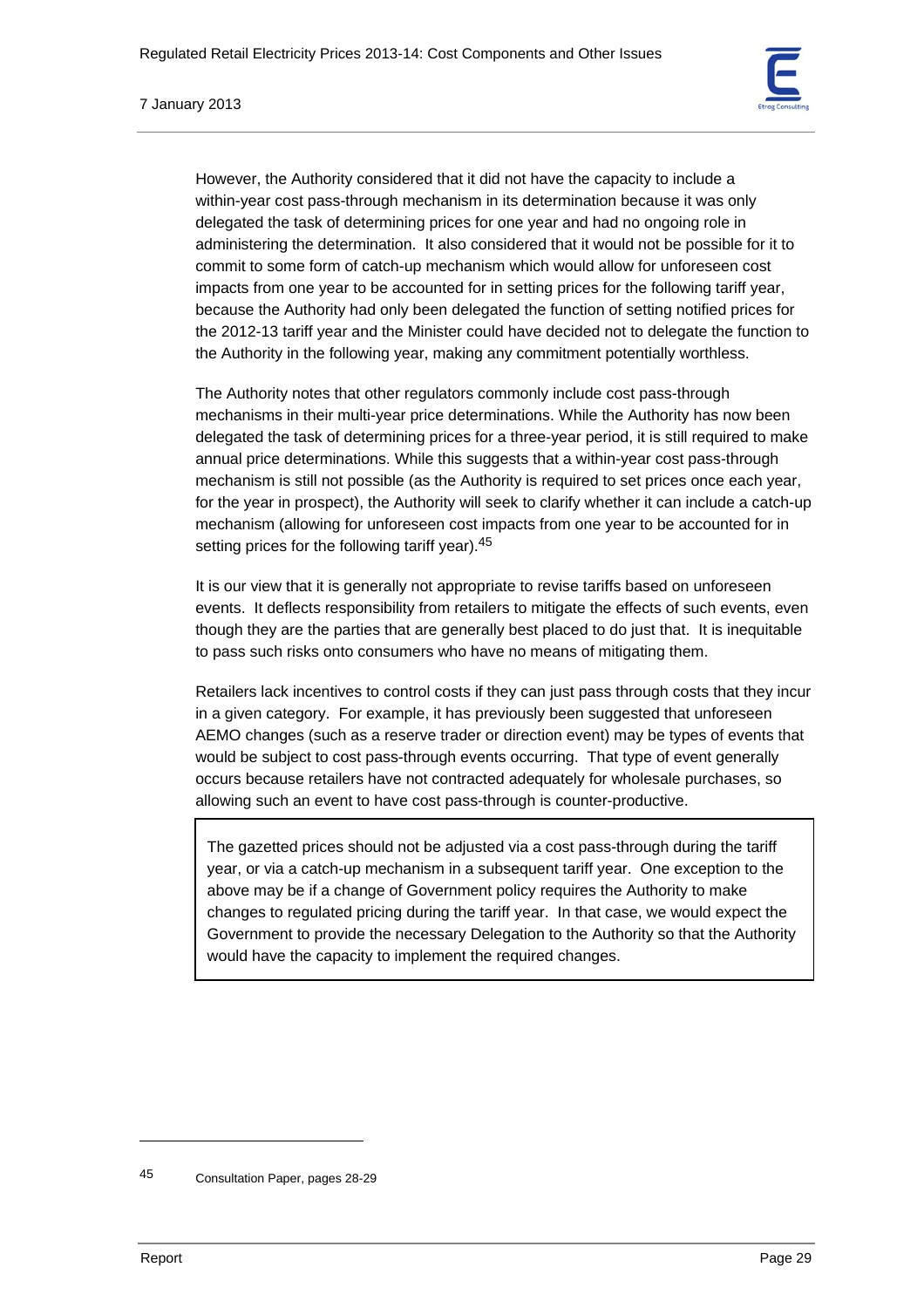However, the Authority considered that it did not have the capacity to include a within-year cost pass-through mechanism in its determination because it was only delegated the task of determining prices for one year and had no ongoing role in administering the determination. It also considered that it would not be possible for it to commit to some form of catch-up mechanism which would allow for unforeseen cost impacts from one year to be accounted for in setting prices for the following tariff year, because the Authority had only been delegated the function of setting notified prices for the 2012-13 tariff year and the Minister could have decided not to delegate the function to the Authority in the following year, making any commitment potentially worthless.

The Authority notes that other regulators commonly include cost pass-through mechanisms in their multi-year price determinations. While the Authority has now been delegated the task of determining prices for a three-year period, it is still required to make annual price determinations. While this suggests that a within-year cost pass-through mechanism is still not possible (as the Authority is required to set prices once each year, for the year in prospect), the Authority will seek to clarify whether it can include a catch-up mechanism (allowing for unforeseen cost impacts from one year to be accounted for in setting prices for the following tariff year).[45]

It is our view that it is generally not appropriate to revise tariffs based on unforeseen events. It deflects responsibility from retailers to mitigate the effects of such events, even though they are the parties that are generally best placed to do just that. It is inequitable to pass such risks onto consumers who have no means of mitigating them.

Retailers lack incentives to control costs if they can just pass through costs that they incur in a given category. For example, it has previously been suggested that unforeseen AEMO changes (such as a reserve trader or direction event) may be types of events that would be subject to cost pass-through events occurring. That type of event generally occurs because retailers have not contracted adequately for wholesale purchases, so allowing such an event to have cost pass-through is counter-productive.

> The gazetted prices should not be adjusted via a cost pass-through during the tariff year, or via a catch-up mechanism in a subsequent tariff year. One exception to the above may be if a change of Government policy requires the Authority to make changes to regulated pricing during the tariff year. In that case, we would expect the Government to provide the necessary Delegation to the Authority so that the Authority would have the capacity to implement the required changes.

---

45 Consultation Paper, pages 28-29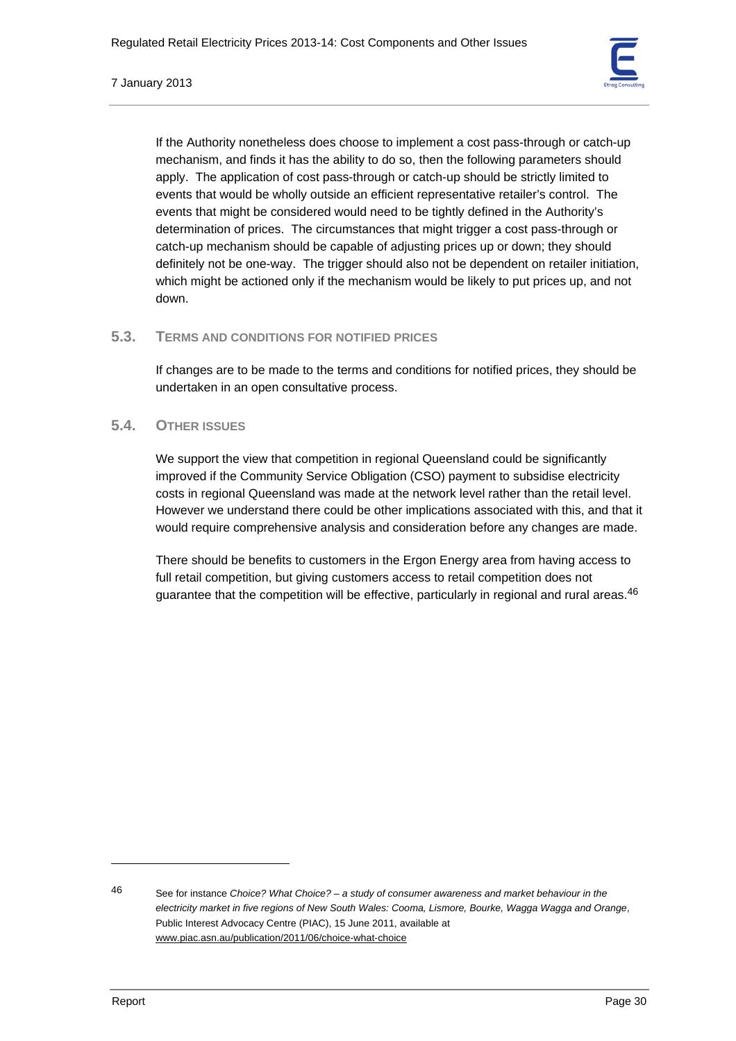If the Authority nonetheless does choose to implement a cost pass-through or catch-up mechanism, and finds it has the ability to do so, then the following parameters should apply. The application of cost pass-through or catch-up should be strictly limited to events that would be wholly outside an efficient representative retailer's control. The events that might be considered would need to be tightly defined in the Authority's determination of prices. The circumstances that might trigger a cost pass-through or catch-up mechanism should be capable of adjusting prices up or down; they should definitely not be one-way. The trigger should also not be dependent on retailer initiation, which might be actioned only if the mechanism would be likely to put prices up, and not down.

### 5.3. TERMS AND CONDITIONS FOR NOTIFIED PRICES

If changes are to be made to the terms and conditions for notified prices, they should be undertaken in an open consultative process.

### 5.4. OTHER ISSUES

We support the view that competition in regional Queensland could be significantly improved if the Community Service Obligation (CSO) payment to subsidise electricity costs in regional Queensland was made at the network level rather than the retail level. However we understand there could be other implications associated with this, and that it would require comprehensive analysis and consideration before any changes are made.

There should be benefits to customers in the Ergon Energy area from having access to full retail competition, but giving customers access to retail competition does not guarantee that the competition will be effective, particularly in regional and rural areas.[46]

---

[46] See for instance *Choice? What Choice? – a study of consumer awareness and market behaviour in the electricity market in five regions of New South Wales: Cooma, Lismore, Bourke, Wagga Wagga and Orange*, Public Interest Advocacy Centre (PIAC), 15 June 2011, available at www.piac.asn.au/publication/2011/06/choice-what-choice